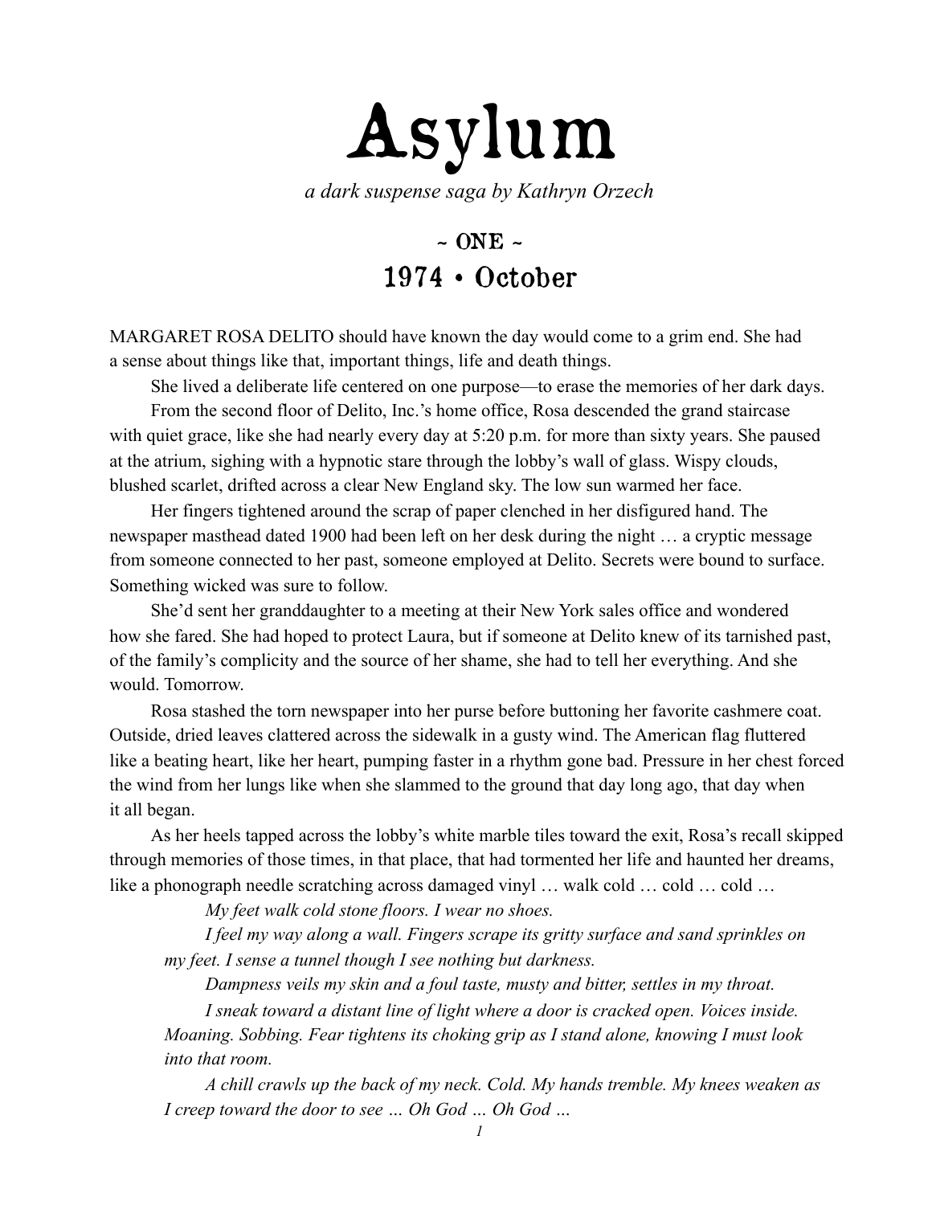# Asylum

*a dark suspense saga by Kathryn Orzech*

## ~ ONE ~
## 1974 • October

MARGARET ROSA DELITO should have known the day would come to a grim end. She had a sense about things like that, important things, life and death things.

She lived a deliberate life centered on one purpose—to erase the memories of her dark days.

From the second floor of Delito, Inc.'s home office, Rosa descended the grand staircase with quiet grace, like she had nearly every day at 5:20 p.m. for more than sixty years. She paused at the atrium, sighing with a hypnotic stare through the lobby's wall of glass. Wispy clouds, blushed scarlet, drifted across a clear New England sky. The low sun warmed her face.

Her fingers tightened around the scrap of paper clenched in her disfigured hand. The newspaper masthead dated 1900 had been left on her desk during the night … a cryptic message from someone connected to her past, someone employed at Delito. Secrets were bound to surface. Something wicked was sure to follow.

She'd sent her granddaughter to a meeting at their New York sales office and wondered how she fared. She had hoped to protect Laura, but if someone at Delito knew of its tarnished past, of the family's complicity and the source of her shame, she had to tell her everything. And she would. Tomorrow.

Rosa stashed the torn newspaper into her purse before buttoning her favorite cashmere coat. Outside, dried leaves clattered across the sidewalk in a gusty wind. The American flag fluttered like a beating heart, like her heart, pumping faster in a rhythm gone bad. Pressure in her chest forced the wind from her lungs like when she slammed to the ground that day long ago, that day when it all began.

As her heels tapped across the lobby's white marble tiles toward the exit, Rosa's recall skipped through memories of those times, in that place, that had tormented her life and haunted her dreams, like a phonograph needle scratching across damaged vinyl … walk cold … cold … cold …

> *My feet walk cold stone floors. I wear no shoes.*
>
> *I feel my way along a wall. Fingers scrape its gritty surface and sand sprinkles on my feet. I sense a tunnel though I see nothing but darkness.*
>
> *Dampness veils my skin and a foul taste, musty and bitter, settles in my throat.*
>
> *I sneak toward a distant line of light where a door is cracked open. Voices inside. Moaning. Sobbing. Fear tightens its choking grip as I stand alone, knowing I must look into that room.*
>
> *A chill crawls up the back of my neck. Cold. My hands tremble. My knees weaken as I creep toward the door to see … Oh God … Oh God …*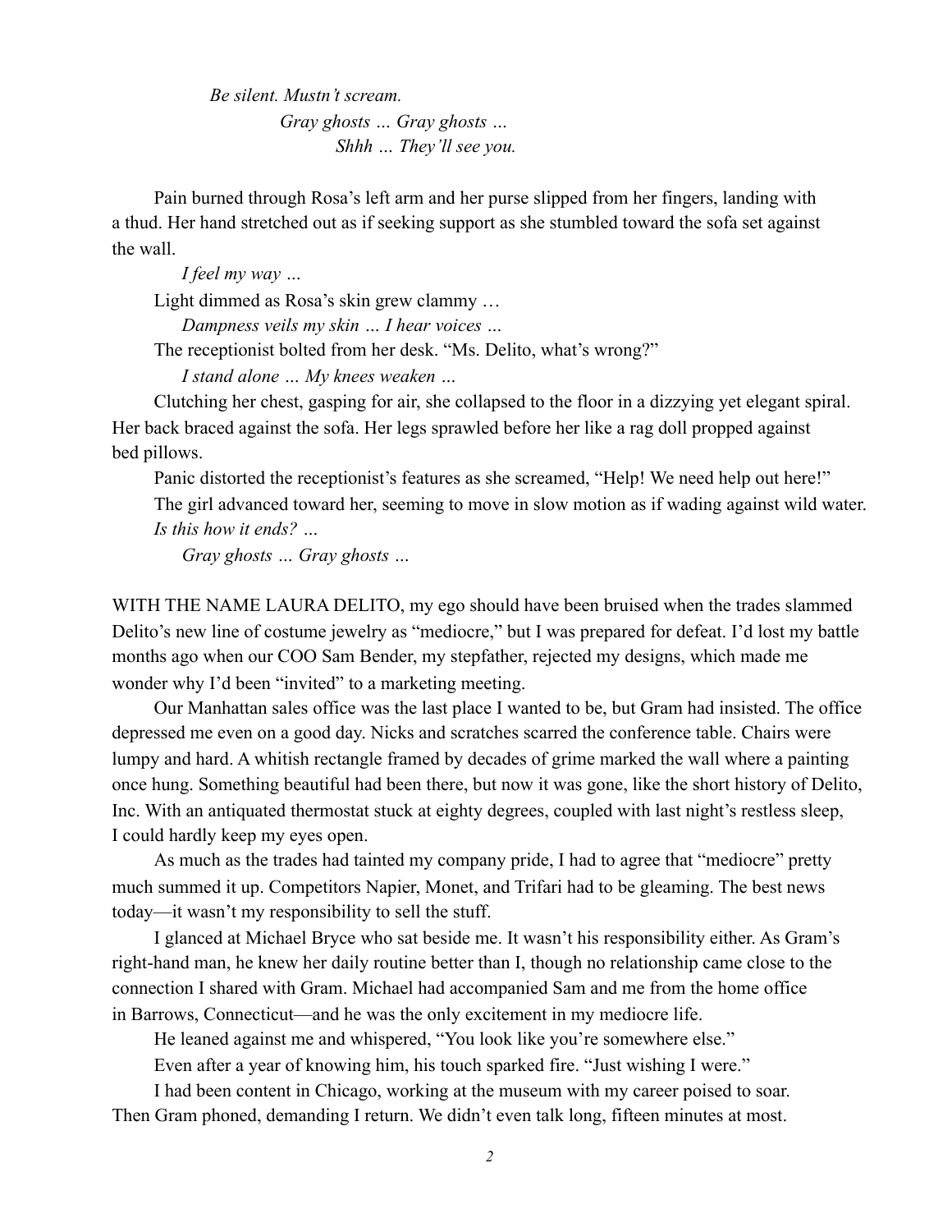*Be silent. Mustn't scream.*

*Gray ghosts … Gray ghosts …*

*Shhh … They'll see you.*

Pain burned through Rosa's left arm and her purse slipped from her fingers, landing with a thud. Her hand stretched out as if seeking support as she stumbled toward the sofa set against the wall.

*I feel my way …*

Light dimmed as Rosa's skin grew clammy …

*Dampness veils my skin … I hear voices …*

The receptionist bolted from her desk. "Ms. Delito, what's wrong?"

*I stand alone … My knees weaken …*

Clutching her chest, gasping for air, she collapsed to the floor in a dizzying yet elegant spiral. Her back braced against the sofa. Her legs sprawled before her like a rag doll propped against bed pillows.

Panic distorted the receptionist's features as she screamed, "Help! We need help out here!"

The girl advanced toward her, seeming to move in slow motion as if wading against wild water.

*Is this how it ends? …*

*Gray ghosts … Gray ghosts …*

WITH THE NAME LAURA DELITO, my ego should have been bruised when the trades slammed Delito's new line of costume jewelry as "mediocre," but I was prepared for defeat. I'd lost my battle months ago when our COO Sam Bender, my stepfather, rejected my designs, which made me wonder why I'd been "invited" to a marketing meeting.

Our Manhattan sales office was the last place I wanted to be, but Gram had insisted. The office depressed me even on a good day. Nicks and scratches scarred the conference table. Chairs were lumpy and hard. A whitish rectangle framed by decades of grime marked the wall where a painting once hung. Something beautiful had been there, but now it was gone, like the short history of Delito, Inc. With an antiquated thermostat stuck at eighty degrees, coupled with last night's restless sleep, I could hardly keep my eyes open.

As much as the trades had tainted my company pride, I had to agree that "mediocre" pretty much summed it up. Competitors Napier, Monet, and Trifari had to be gleaming. The best news today—it wasn't my responsibility to sell the stuff.

I glanced at Michael Bryce who sat beside me. It wasn't his responsibility either. As Gram's right-hand man, he knew her daily routine better than I, though no relationship came close to the connection I shared with Gram. Michael had accompanied Sam and me from the home office in Barrows, Connecticut—and he was the only excitement in my mediocre life.

He leaned against me and whispered, "You look like you're somewhere else."

Even after a year of knowing him, his touch sparked fire. "Just wishing I were."

I had been content in Chicago, working at the museum with my career poised to soar. Then Gram phoned, demanding I return. We didn't even talk long, fifteen minutes at most.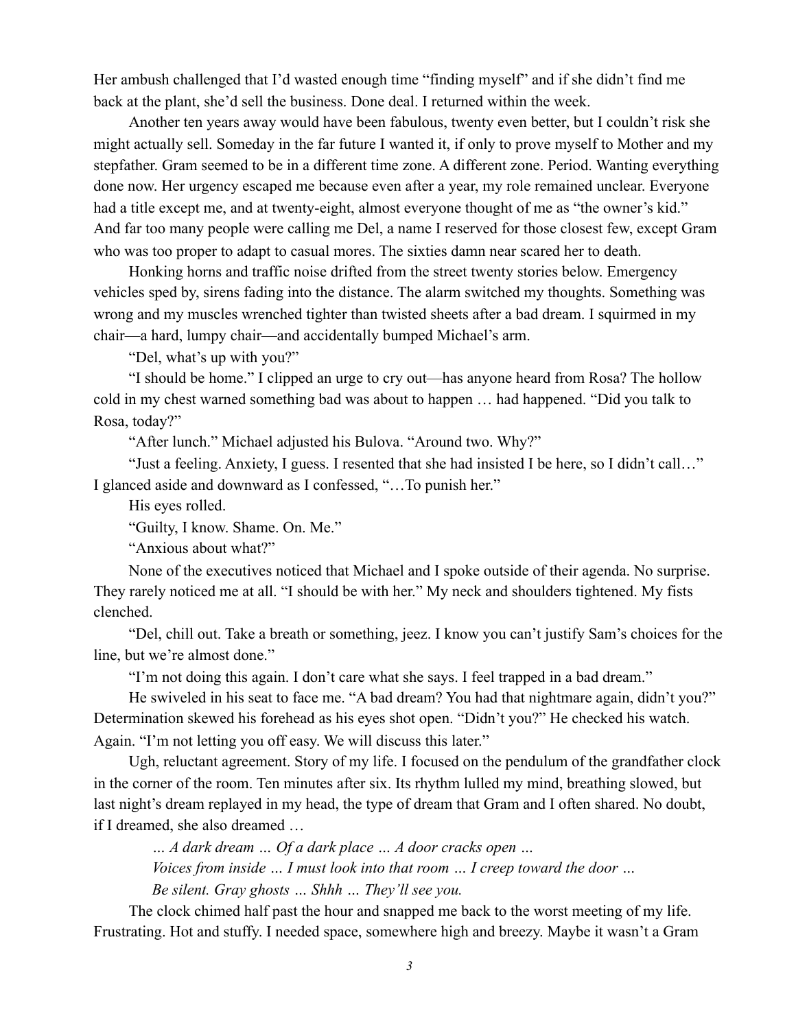Her ambush challenged that I'd wasted enough time "finding myself" and if she didn't find me back at the plant, she'd sell the business. Done deal. I returned within the week.

Another ten years away would have been fabulous, twenty even better, but I couldn't risk she might actually sell. Someday in the far future I wanted it, if only to prove myself to Mother and my stepfather. Gram seemed to be in a different time zone. A different zone. Period. Wanting everything done now. Her urgency escaped me because even after a year, my role remained unclear. Everyone had a title except me, and at twenty-eight, almost everyone thought of me as "the owner's kid." And far too many people were calling me Del, a name I reserved for those closest few, except Gram who was too proper to adapt to casual mores. The sixties damn near scared her to death.

Honking horns and traffic noise drifted from the street twenty stories below. Emergency vehicles sped by, sirens fading into the distance. The alarm switched my thoughts. Something was wrong and my muscles wrenched tighter than twisted sheets after a bad dream. I squirmed in my chair—a hard, lumpy chair—and accidentally bumped Michael's arm.

"Del, what's up with you?"

"I should be home." I clipped an urge to cry out—has anyone heard from Rosa? The hollow cold in my chest warned something bad was about to happen … had happened. "Did you talk to Rosa, today?"

"After lunch." Michael adjusted his Bulova. "Around two. Why?"

"Just a feeling. Anxiety, I guess. I resented that she had insisted I be here, so I didn't call…" I glanced aside and downward as I confessed, "…To punish her."

His eyes rolled.

"Guilty, I know. Shame. On. Me."

"Anxious about what?"

None of the executives noticed that Michael and I spoke outside of their agenda. No surprise. They rarely noticed me at all. "I should be with her." My neck and shoulders tightened. My fists clenched.

"Del, chill out. Take a breath or something, jeez. I know you can't justify Sam's choices for the line, but we're almost done."

"I'm not doing this again. I don't care what she says. I feel trapped in a bad dream."

He swiveled in his seat to face me. "A bad dream? You had that nightmare again, didn't you?" Determination skewed his forehead as his eyes shot open. "Didn't you?" He checked his watch. Again. "I'm not letting you off easy. We will discuss this later."

Ugh, reluctant agreement. Story of my life. I focused on the pendulum of the grandfather clock in the corner of the room. Ten minutes after six. Its rhythm lulled my mind, breathing slowed, but last night's dream replayed in my head, the type of dream that Gram and I often shared. No doubt, if I dreamed, she also dreamed …

*… A dark dream … Of a dark place … A door cracks open …*
*Voices from inside … I must look into that room … I creep toward the door …*
*Be silent. Gray ghosts … Shhh … They'll see you.*

The clock chimed half past the hour and snapped me back to the worst meeting of my life. Frustrating. Hot and stuffy. I needed space, somewhere high and breezy. Maybe it wasn't a Gram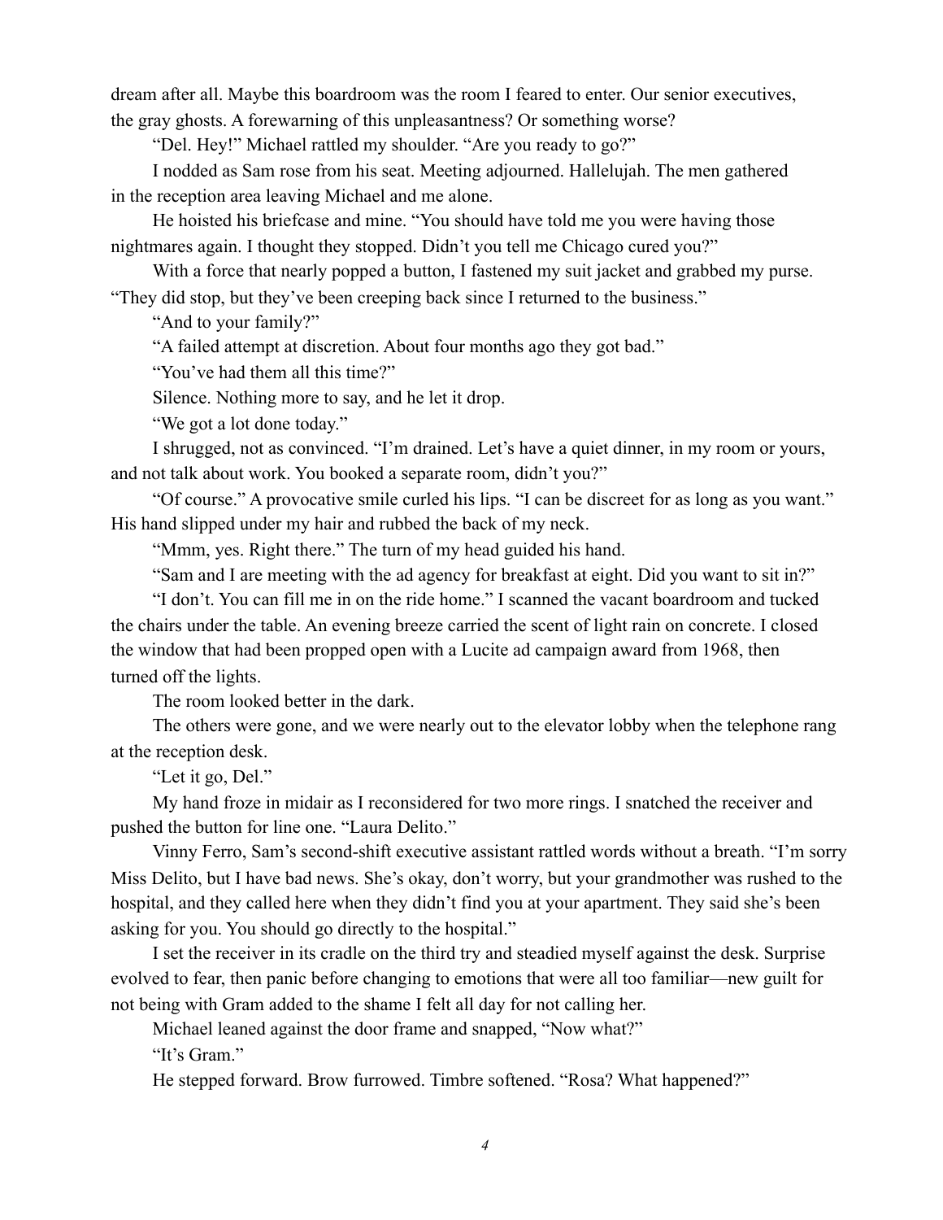dream after all. Maybe this boardroom was the room I feared to enter. Our senior executives, the gray ghosts. A forewarning of this unpleasantness? Or something worse?

"Del. Hey!" Michael rattled my shoulder. "Are you ready to go?"

I nodded as Sam rose from his seat. Meeting adjourned. Hallelujah. The men gathered in the reception area leaving Michael and me alone.

He hoisted his briefcase and mine. "You should have told me you were having those nightmares again. I thought they stopped. Didn't you tell me Chicago cured you?"

With a force that nearly popped a button, I fastened my suit jacket and grabbed my purse. "They did stop, but they've been creeping back since I returned to the business."

"And to your family?"

"A failed attempt at discretion. About four months ago they got bad."

"You've had them all this time?"

Silence. Nothing more to say, and he let it drop.

"We got a lot done today."

I shrugged, not as convinced. "I'm drained. Let's have a quiet dinner, in my room or yours, and not talk about work. You booked a separate room, didn't you?"

"Of course." A provocative smile curled his lips. "I can be discreet for as long as you want." His hand slipped under my hair and rubbed the back of my neck.

"Mmm, yes. Right there." The turn of my head guided his hand.

"Sam and I are meeting with the ad agency for breakfast at eight. Did you want to sit in?"

"I don't. You can fill me in on the ride home." I scanned the vacant boardroom and tucked the chairs under the table. An evening breeze carried the scent of light rain on concrete. I closed the window that had been propped open with a Lucite ad campaign award from 1968, then turned off the lights.

The room looked better in the dark.

The others were gone, and we were nearly out to the elevator lobby when the telephone rang at the reception desk.

"Let it go, Del."

My hand froze in midair as I reconsidered for two more rings. I snatched the receiver and pushed the button for line one. "Laura Delito."

Vinny Ferro, Sam's second-shift executive assistant rattled words without a breath. "I'm sorry Miss Delito, but I have bad news. She's okay, don't worry, but your grandmother was rushed to the hospital, and they called here when they didn't find you at your apartment. They said she's been asking for you. You should go directly to the hospital."

I set the receiver in its cradle on the third try and steadied myself against the desk. Surprise evolved to fear, then panic before changing to emotions that were all too familiar—new guilt for not being with Gram added to the shame I felt all day for not calling her.

Michael leaned against the door frame and snapped, "Now what?"

"It's Gram."

He stepped forward. Brow furrowed. Timbre softened. "Rosa? What happened?"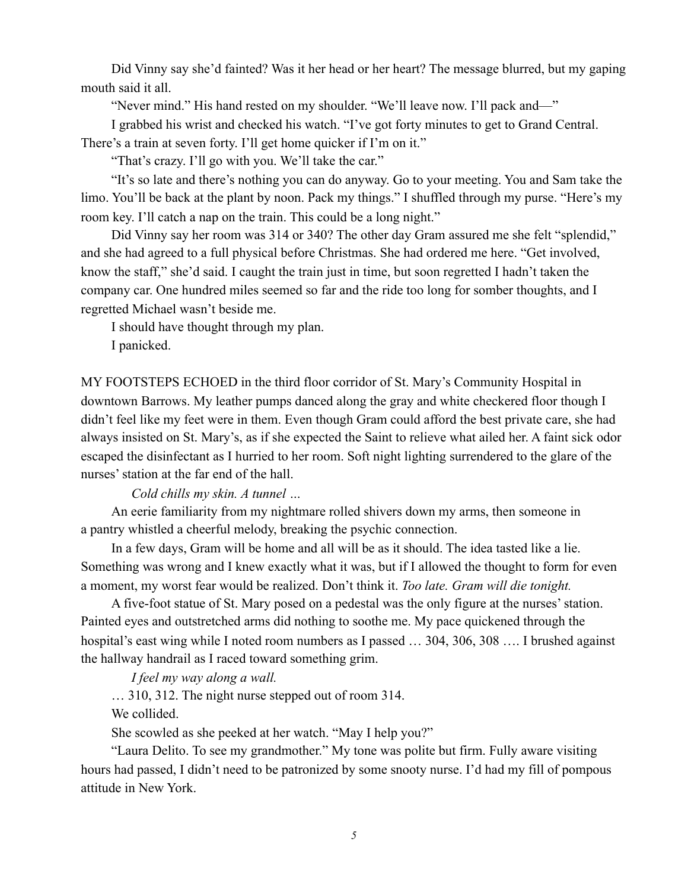Did Vinny say she'd fainted? Was it her head or her heart? The message blurred, but my gaping mouth said it all.

"Never mind." His hand rested on my shoulder. "We'll leave now. I'll pack and—"

I grabbed his wrist and checked his watch. "I've got forty minutes to get to Grand Central. There's a train at seven forty. I'll get home quicker if I'm on it."

"That's crazy. I'll go with you. We'll take the car."

"It's so late and there's nothing you can do anyway. Go to your meeting. You and Sam take the limo. You'll be back at the plant by noon. Pack my things." I shuffled through my purse. "Here's my room key. I'll catch a nap on the train. This could be a long night."

Did Vinny say her room was 314 or 340? The other day Gram assured me she felt "splendid," and she had agreed to a full physical before Christmas. She had ordered me here. "Get involved, know the staff," she'd said. I caught the train just in time, but soon regretted I hadn't taken the company car. One hundred miles seemed so far and the ride too long for somber thoughts, and I regretted Michael wasn't beside me.

I should have thought through my plan.

I panicked.

MY FOOTSTEPS ECHOED in the third floor corridor of St. Mary's Community Hospital in downtown Barrows. My leather pumps danced along the gray and white checkered floor though I didn't feel like my feet were in them. Even though Gram could afford the best private care, she had always insisted on St. Mary's, as if she expected the Saint to relieve what ailed her. A faint sick odor escaped the disinfectant as I hurried to her room. Soft night lighting surrendered to the glare of the nurses' station at the far end of the hall.

*Cold chills my skin. A tunnel …*

An eerie familiarity from my nightmare rolled shivers down my arms, then someone in a pantry whistled a cheerful melody, breaking the psychic connection.

In a few days, Gram will be home and all will be as it should. The idea tasted like a lie. Something was wrong and I knew exactly what it was, but if I allowed the thought to form for even a moment, my worst fear would be realized. Don't think it. *Too late. Gram will die tonight.*

A five-foot statue of St. Mary posed on a pedestal was the only figure at the nurses' station. Painted eyes and outstretched arms did nothing to soothe me. My pace quickened through the hospital's east wing while I noted room numbers as I passed … 304, 306, 308 …. I brushed against the hallway handrail as I raced toward something grim.

*I feel my way along a wall.*

… 310, 312. The night nurse stepped out of room 314.

We collided.

She scowled as she peeked at her watch. "May I help you?"

"Laura Delito. To see my grandmother." My tone was polite but firm. Fully aware visiting hours had passed, I didn't need to be patronized by some snooty nurse. I'd had my fill of pompous attitude in New York.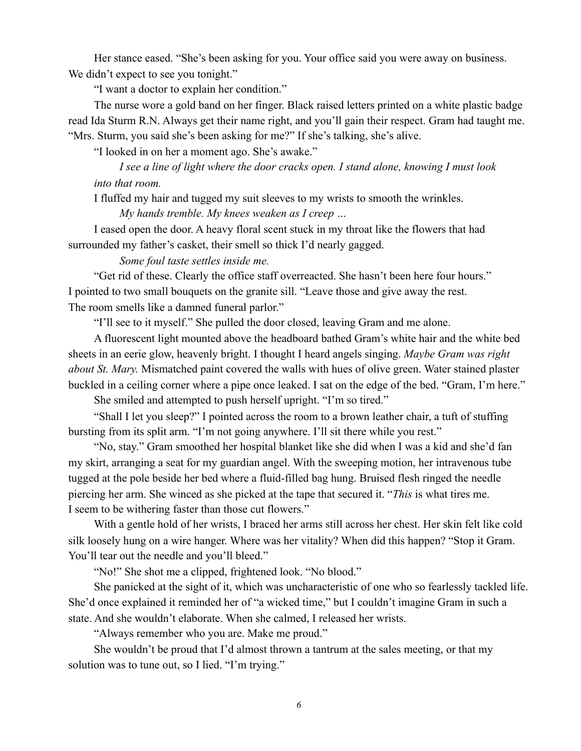Her stance eased. "She's been asking for you. Your office said you were away on business. We didn't expect to see you tonight."

"I want a doctor to explain her condition."

The nurse wore a gold band on her finger. Black raised letters printed on a white plastic badge read Ida Sturm R.N. Always get their name right, and you'll gain their respect. Gram had taught me. "Mrs. Sturm, you said she's been asking for me?" If she's talking, she's alive.

"I looked in on her a moment ago. She's awake."

> *I see a line of light where the door cracks open. I stand alone, knowing I must look into that room.*

I fluffed my hair and tugged my suit sleeves to my wrists to smooth the wrinkles.

> *My hands tremble. My knees weaken as I creep …*

I eased open the door. A heavy floral scent stuck in my throat like the flowers that had surrounded my father's casket, their smell so thick I'd nearly gagged.

> *Some foul taste settles inside me.*

"Get rid of these. Clearly the office staff overreacted. She hasn't been here four hours." I pointed to two small bouquets on the granite sill. "Leave those and give away the rest. The room smells like a damned funeral parlor."

"I'll see to it myself." She pulled the door closed, leaving Gram and me alone.

A fluorescent light mounted above the headboard bathed Gram's white hair and the white bed sheets in an eerie glow, heavenly bright. I thought I heard angels singing. *Maybe Gram was right about St. Mary.* Mismatched paint covered the walls with hues of olive green. Water stained plaster buckled in a ceiling corner where a pipe once leaked. I sat on the edge of the bed. "Gram, I'm here."

She smiled and attempted to push herself upright. "I'm so tired."

"Shall I let you sleep?" I pointed across the room to a brown leather chair, a tuft of stuffing bursting from its split arm. "I'm not going anywhere. I'll sit there while you rest."

"No, stay." Gram smoothed her hospital blanket like she did when I was a kid and she'd fan my skirt, arranging a seat for my guardian angel. With the sweeping motion, her intravenous tube tugged at the pole beside her bed where a fluid-filled bag hung. Bruised flesh ringed the needle piercing her arm. She winced as she picked at the tape that secured it. "*This* is what tires me. I seem to be withering faster than those cut flowers."

With a gentle hold of her wrists, I braced her arms still across her chest. Her skin felt like cold silk loosely hung on a wire hanger. Where was her vitality? When did this happen? "Stop it Gram. You'll tear out the needle and you'll bleed."

"No!" She shot me a clipped, frightened look. "No blood."

She panicked at the sight of it, which was uncharacteristic of one who so fearlessly tackled life. She'd once explained it reminded her of "a wicked time," but I couldn't imagine Gram in such a state. And she wouldn't elaborate. When she calmed, I released her wrists.

"Always remember who you are. Make me proud."

She wouldn't be proud that I'd almost thrown a tantrum at the sales meeting, or that my solution was to tune out, so I lied. "I'm trying."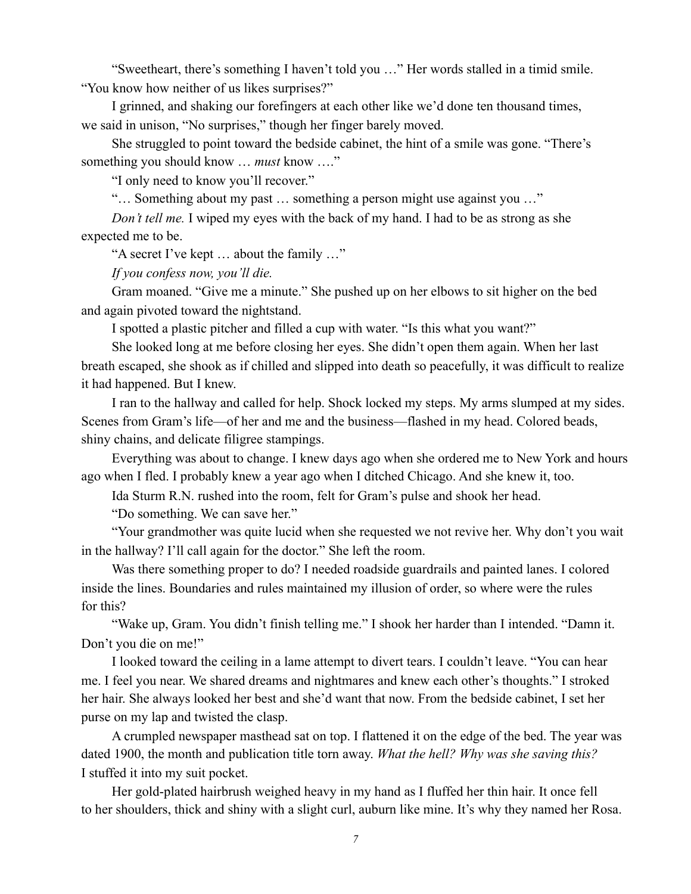"Sweetheart, there's something I haven't told you …" Her words stalled in a timid smile. "You know how neither of us likes surprises?"

I grinned, and shaking our forefingers at each other like we'd done ten thousand times, we said in unison, "No surprises," though her finger barely moved.

She struggled to point toward the bedside cabinet, the hint of a smile was gone. "There's something you should know … *must* know …."

"I only need to know you'll recover."

"… Something about my past … something a person might use against you …"

*Don't tell me.* I wiped my eyes with the back of my hand. I had to be as strong as she expected me to be.

"A secret I've kept … about the family …"

*If you confess now, you'll die.*

Gram moaned. "Give me a minute." She pushed up on her elbows to sit higher on the bed and again pivoted toward the nightstand.

I spotted a plastic pitcher and filled a cup with water. "Is this what you want?"

She looked long at me before closing her eyes. She didn't open them again. When her last breath escaped, she shook as if chilled and slipped into death so peacefully, it was difficult to realize it had happened. But I knew.

I ran to the hallway and called for help. Shock locked my steps. My arms slumped at my sides. Scenes from Gram's life—of her and me and the business—flashed in my head. Colored beads, shiny chains, and delicate filigree stampings.

Everything was about to change. I knew days ago when she ordered me to New York and hours ago when I fled. I probably knew a year ago when I ditched Chicago. And she knew it, too.

Ida Sturm R.N. rushed into the room, felt for Gram's pulse and shook her head.

"Do something. We can save her."

"Your grandmother was quite lucid when she requested we not revive her. Why don't you wait in the hallway? I'll call again for the doctor." She left the room.

Was there something proper to do? I needed roadside guardrails and painted lanes. I colored inside the lines. Boundaries and rules maintained my illusion of order, so where were the rules for this?

"Wake up, Gram. You didn't finish telling me." I shook her harder than I intended. "Damn it. Don't you die on me!"

I looked toward the ceiling in a lame attempt to divert tears. I couldn't leave. "You can hear me. I feel you near. We shared dreams and nightmares and knew each other's thoughts." I stroked her hair. She always looked her best and she'd want that now. From the bedside cabinet, I set her purse on my lap and twisted the clasp.

A crumpled newspaper masthead sat on top. I flattened it on the edge of the bed. The year was dated 1900, the month and publication title torn away. *What the hell? Why was she saving this?* I stuffed it into my suit pocket.

Her gold-plated hairbrush weighed heavy in my hand as I fluffed her thin hair. It once fell to her shoulders, thick and shiny with a slight curl, auburn like mine. It's why they named her Rosa.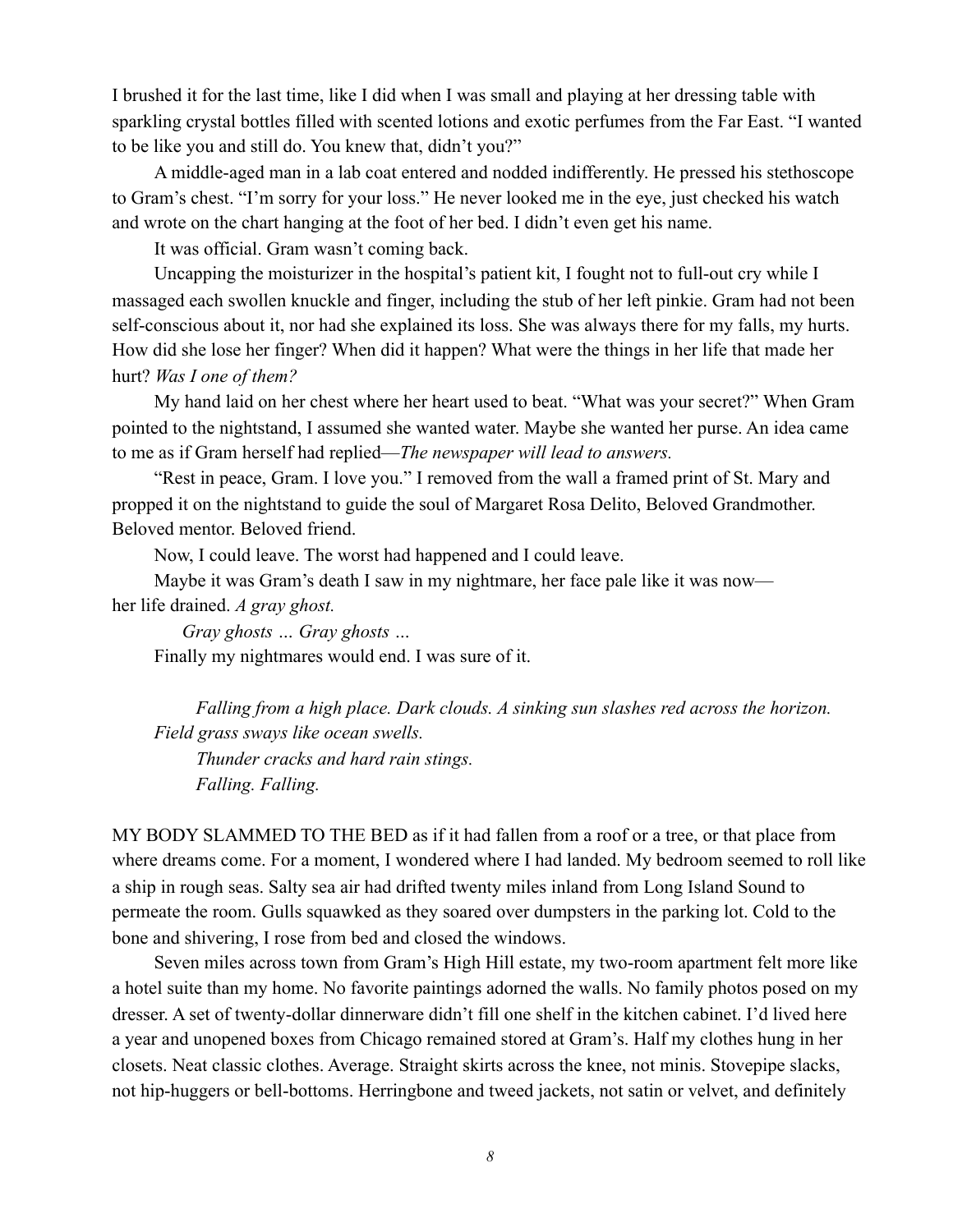I brushed it for the last time, like I did when I was small and playing at her dressing table with sparkling crystal bottles filled with scented lotions and exotic perfumes from the Far East. "I wanted to be like you and still do. You knew that, didn't you?"

A middle-aged man in a lab coat entered and nodded indifferently. He pressed his stethoscope to Gram's chest. "I'm sorry for your loss." He never looked me in the eye, just checked his watch and wrote on the chart hanging at the foot of her bed. I didn't even get his name.

It was official. Gram wasn't coming back.

Uncapping the moisturizer in the hospital's patient kit, I fought not to full-out cry while I massaged each swollen knuckle and finger, including the stub of her left pinkie. Gram had not been self-conscious about it, nor had she explained its loss. She was always there for my falls, my hurts. How did she lose her finger? When did it happen? What were the things in her life that made her hurt? *Was I one of them?*

My hand laid on her chest where her heart used to beat. "What was your secret?" When Gram pointed to the nightstand, I assumed she wanted water. Maybe she wanted her purse. An idea came to me as if Gram herself had replied—*The newspaper will lead to answers.*

"Rest in peace, Gram. I love you." I removed from the wall a framed print of St. Mary and propped it on the nightstand to guide the soul of Margaret Rosa Delito, Beloved Grandmother. Beloved mentor. Beloved friend.

Now, I could leave. The worst had happened and I could leave.

Maybe it was Gram's death I saw in my nightmare, her face pale like it was now—her life drained. *A gray ghost.*

*Gray ghosts … Gray ghosts …*

Finally my nightmares would end. I was sure of it.

*Falling from a high place. Dark clouds. A sinking sun slashes red across the horizon. Field grass sways like ocean swells.*

*Thunder cracks and hard rain stings.*

*Falling. Falling.*

MY BODY SLAMMED TO THE BED as if it had fallen from a roof or a tree, or that place from where dreams come. For a moment, I wondered where I had landed. My bedroom seemed to roll like a ship in rough seas. Salty sea air had drifted twenty miles inland from Long Island Sound to permeate the room. Gulls squawked as they soared over dumpsters in the parking lot. Cold to the bone and shivering, I rose from bed and closed the windows.

Seven miles across town from Gram's High Hill estate, my two-room apartment felt more like a hotel suite than my home. No favorite paintings adorned the walls. No family photos posed on my dresser. A set of twenty-dollar dinnerware didn't fill one shelf in the kitchen cabinet. I'd lived here a year and unopened boxes from Chicago remained stored at Gram's. Half my clothes hung in her closets. Neat classic clothes. Average. Straight skirts across the knee, not minis. Stovepipe slacks, not hip-huggers or bell-bottoms. Herringbone and tweed jackets, not satin or velvet, and definitely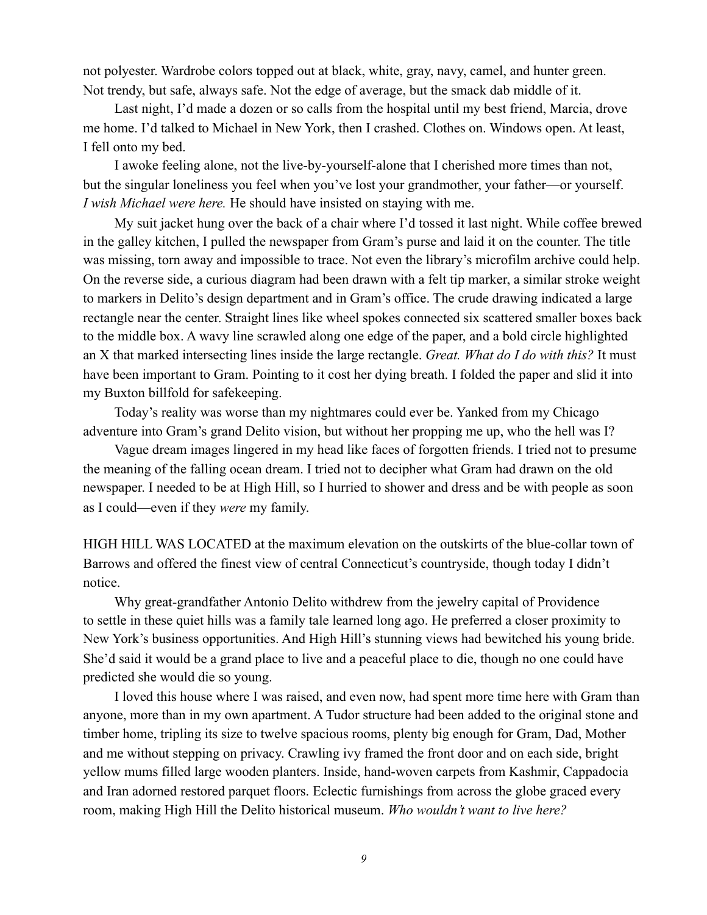not polyester. Wardrobe colors topped out at black, white, gray, navy, camel, and hunter green. Not trendy, but safe, always safe. Not the edge of average, but the smack dab middle of it.

Last night, I'd made a dozen or so calls from the hospital until my best friend, Marcia, drove me home. I'd talked to Michael in New York, then I crashed. Clothes on. Windows open. At least, I fell onto my bed.

I awoke feeling alone, not the live-by-yourself-alone that I cherished more times than not, but the singular loneliness you feel when you've lost your grandmother, your father—or yourself. *I wish Michael were here.* He should have insisted on staying with me.

My suit jacket hung over the back of a chair where I'd tossed it last night. While coffee brewed in the galley kitchen, I pulled the newspaper from Gram's purse and laid it on the counter. The title was missing, torn away and impossible to trace. Not even the library's microfilm archive could help. On the reverse side, a curious diagram had been drawn with a felt tip marker, a similar stroke weight to markers in Delito's design department and in Gram's office. The crude drawing indicated a large rectangle near the center. Straight lines like wheel spokes connected six scattered smaller boxes back to the middle box. A wavy line scrawled along one edge of the paper, and a bold circle highlighted an X that marked intersecting lines inside the large rectangle. *Great. What do I do with this?* It must have been important to Gram. Pointing to it cost her dying breath. I folded the paper and slid it into my Buxton billfold for safekeeping.

Today's reality was worse than my nightmares could ever be. Yanked from my Chicago adventure into Gram's grand Delito vision, but without her propping me up, who the hell was I?

Vague dream images lingered in my head like faces of forgotten friends. I tried not to presume the meaning of the falling ocean dream. I tried not to decipher what Gram had drawn on the old newspaper. I needed to be at High Hill, so I hurried to shower and dress and be with people as soon as I could—even if they *were* my family.

HIGH HILL WAS LOCATED at the maximum elevation on the outskirts of the blue-collar town of Barrows and offered the finest view of central Connecticut's countryside, though today I didn't notice.

Why great-grandfather Antonio Delito withdrew from the jewelry capital of Providence to settle in these quiet hills was a family tale learned long ago. He preferred a closer proximity to New York's business opportunities. And High Hill's stunning views had bewitched his young bride. She'd said it would be a grand place to live and a peaceful place to die, though no one could have predicted she would die so young.

I loved this house where I was raised, and even now, had spent more time here with Gram than anyone, more than in my own apartment. A Tudor structure had been added to the original stone and timber home, tripling its size to twelve spacious rooms, plenty big enough for Gram, Dad, Mother and me without stepping on privacy. Crawling ivy framed the front door and on each side, bright yellow mums filled large wooden planters. Inside, hand-woven carpets from Kashmir, Cappadocia and Iran adorned restored parquet floors. Eclectic furnishings from across the globe graced every room, making High Hill the Delito historical museum. *Who wouldn't want to live here?*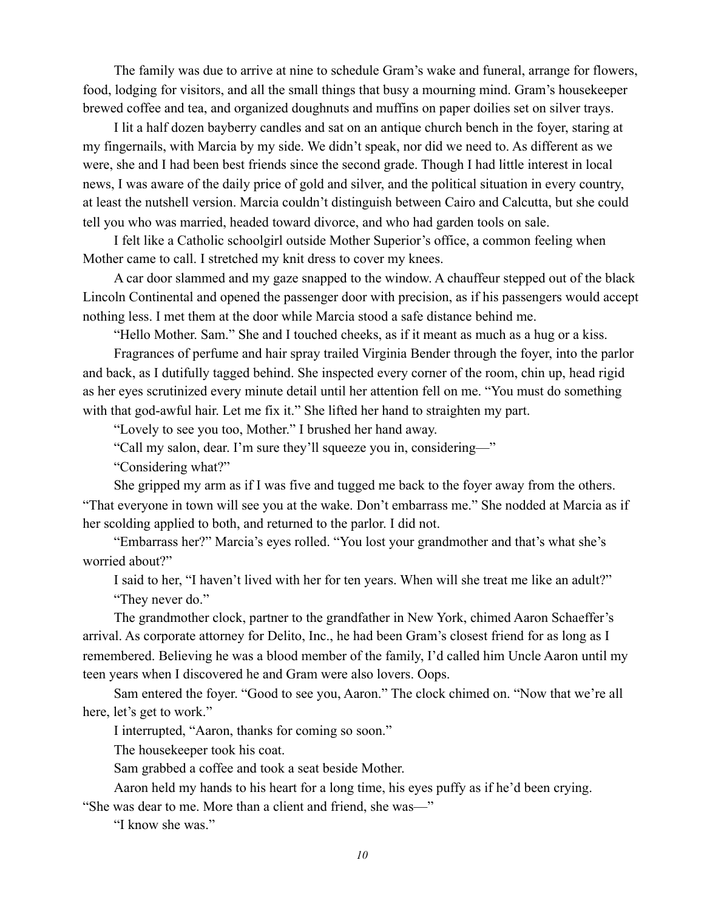The family was due to arrive at nine to schedule Gram's wake and funeral, arrange for flowers, food, lodging for visitors, and all the small things that busy a mourning mind. Gram's housekeeper brewed coffee and tea, and organized doughnuts and muffins on paper doilies set on silver trays.

I lit a half dozen bayberry candles and sat on an antique church bench in the foyer, staring at my fingernails, with Marcia by my side. We didn't speak, nor did we need to. As different as we were, she and I had been best friends since the second grade. Though I had little interest in local news, I was aware of the daily price of gold and silver, and the political situation in every country, at least the nutshell version. Marcia couldn't distinguish between Cairo and Calcutta, but she could tell you who was married, headed toward divorce, and who had garden tools on sale.

I felt like a Catholic schoolgirl outside Mother Superior's office, a common feeling when Mother came to call. I stretched my knit dress to cover my knees.

A car door slammed and my gaze snapped to the window. A chauffeur stepped out of the black Lincoln Continental and opened the passenger door with precision, as if his passengers would accept nothing less. I met them at the door while Marcia stood a safe distance behind me.

"Hello Mother. Sam." She and I touched cheeks, as if it meant as much as a hug or a kiss.

Fragrances of perfume and hair spray trailed Virginia Bender through the foyer, into the parlor and back, as I dutifully tagged behind. She inspected every corner of the room, chin up, head rigid as her eyes scrutinized every minute detail until her attention fell on me. "You must do something with that god-awful hair. Let me fix it." She lifted her hand to straighten my part.

"Lovely to see you too, Mother." I brushed her hand away.

"Call my salon, dear. I'm sure they'll squeeze you in, considering—"

"Considering what?"

She gripped my arm as if I was five and tugged me back to the foyer away from the others. "That everyone in town will see you at the wake. Don't embarrass me." She nodded at Marcia as if her scolding applied to both, and returned to the parlor. I did not.

"Embarrass her?" Marcia's eyes rolled. "You lost your grandmother and that's what she's worried about?"

I said to her, "I haven't lived with her for ten years. When will she treat me like an adult?"

"They never do."

The grandmother clock, partner to the grandfather in New York, chimed Aaron Schaeffer's arrival. As corporate attorney for Delito, Inc., he had been Gram's closest friend for as long as I remembered. Believing he was a blood member of the family, I'd called him Uncle Aaron until my teen years when I discovered he and Gram were also lovers. Oops.

Sam entered the foyer. "Good to see you, Aaron." The clock chimed on. "Now that we're all here, let's get to work."

I interrupted, "Aaron, thanks for coming so soon."

The housekeeper took his coat.

Sam grabbed a coffee and took a seat beside Mother.

Aaron held my hands to his heart for a long time, his eyes puffy as if he'd been crying. "She was dear to me. More than a client and friend, she was—"

"I know she was."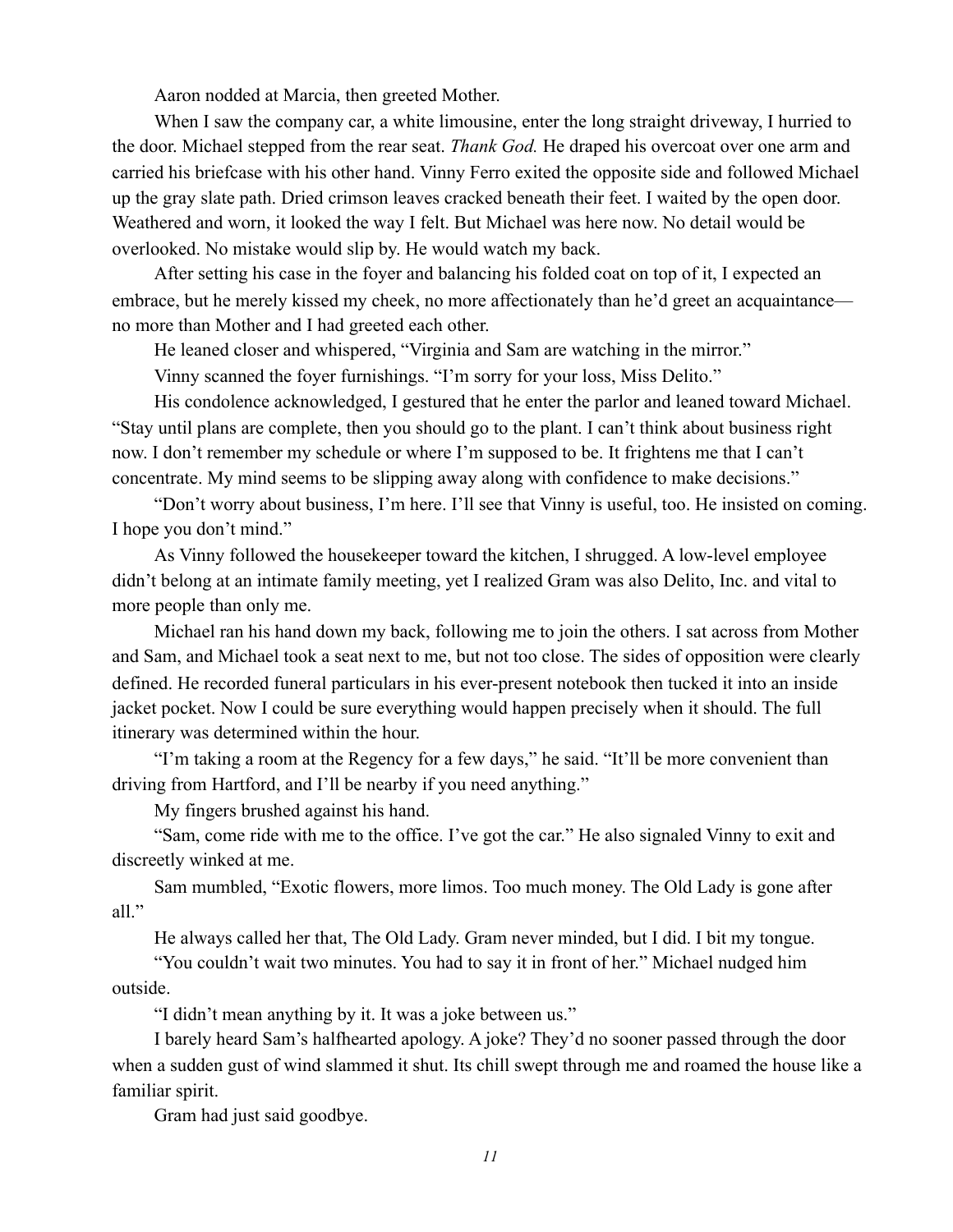Aaron nodded at Marcia, then greeted Mother.

When I saw the company car, a white limousine, enter the long straight driveway, I hurried to the door. Michael stepped from the rear seat. *Thank God.* He draped his overcoat over one arm and carried his briefcase with his other hand. Vinny Ferro exited the opposite side and followed Michael up the gray slate path. Dried crimson leaves cracked beneath their feet. I waited by the open door. Weathered and worn, it looked the way I felt. But Michael was here now. No detail would be overlooked. No mistake would slip by. He would watch my back.

After setting his case in the foyer and balancing his folded coat on top of it, I expected an embrace, but he merely kissed my cheek, no more affectionately than he'd greet an acquaintance—no more than Mother and I had greeted each other.

He leaned closer and whispered, "Virginia and Sam are watching in the mirror."

Vinny scanned the foyer furnishings. "I'm sorry for your loss, Miss Delito."

His condolence acknowledged, I gestured that he enter the parlor and leaned toward Michael. "Stay until plans are complete, then you should go to the plant. I can't think about business right now. I don't remember my schedule or where I'm supposed to be. It frightens me that I can't concentrate. My mind seems to be slipping away along with confidence to make decisions."

"Don't worry about business, I'm here. I'll see that Vinny is useful, too. He insisted on coming. I hope you don't mind."

As Vinny followed the housekeeper toward the kitchen, I shrugged. A low-level employee didn't belong at an intimate family meeting, yet I realized Gram was also Delito, Inc. and vital to more people than only me.

Michael ran his hand down my back, following me to join the others. I sat across from Mother and Sam, and Michael took a seat next to me, but not too close. The sides of opposition were clearly defined. He recorded funeral particulars in his ever-present notebook then tucked it into an inside jacket pocket. Now I could be sure everything would happen precisely when it should. The full itinerary was determined within the hour.

"I'm taking a room at the Regency for a few days," he said. "It'll be more convenient than driving from Hartford, and I'll be nearby if you need anything."

My fingers brushed against his hand.

"Sam, come ride with me to the office. I've got the car." He also signaled Vinny to exit and discreetly winked at me.

Sam mumbled, "Exotic flowers, more limos. Too much money. The Old Lady is gone after all."

He always called her that, The Old Lady. Gram never minded, but I did. I bit my tongue.

"You couldn't wait two minutes. You had to say it in front of her." Michael nudged him outside.

"I didn't mean anything by it. It was a joke between us."

I barely heard Sam's halfhearted apology. A joke? They'd no sooner passed through the door when a sudden gust of wind slammed it shut. Its chill swept through me and roamed the house like a familiar spirit.

Gram had just said goodbye.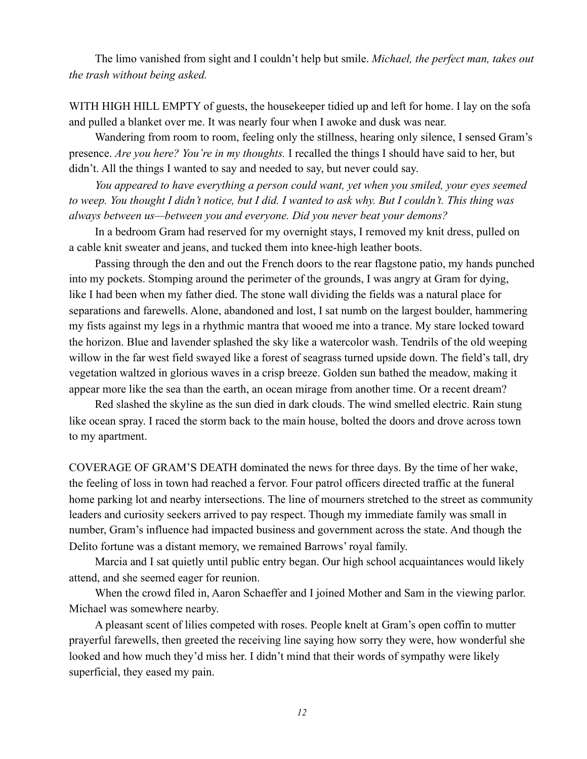The limo vanished from sight and I couldn't help but smile. *Michael, the perfect man, takes out the trash without being asked.*

WITH HIGH HILL EMPTY of guests, the housekeeper tidied up and left for home. I lay on the sofa and pulled a blanket over me. It was nearly four when I awoke and dusk was near.

Wandering from room to room, feeling only the stillness, hearing only silence, I sensed Gram's presence. *Are you here? You're in my thoughts.* I recalled the things I should have said to her, but didn't. All the things I wanted to say and needed to say, but never could say.

*You appeared to have everything a person could want, yet when you smiled, your eyes seemed to weep. You thought I didn't notice, but I did. I wanted to ask why. But I couldn't. This thing was always between us—between you and everyone. Did you never beat your demons?*

In a bedroom Gram had reserved for my overnight stays, I removed my knit dress, pulled on a cable knit sweater and jeans, and tucked them into knee-high leather boots.

Passing through the den and out the French doors to the rear flagstone patio, my hands punched into my pockets. Stomping around the perimeter of the grounds, I was angry at Gram for dying, like I had been when my father died. The stone wall dividing the fields was a natural place for separations and farewells. Alone, abandoned and lost, I sat numb on the largest boulder, hammering my fists against my legs in a rhythmic mantra that wooed me into a trance. My stare locked toward the horizon. Blue and lavender splashed the sky like a watercolor wash. Tendrils of the old weeping willow in the far west field swayed like a forest of seagrass turned upside down. The field's tall, dry vegetation waltzed in glorious waves in a crisp breeze. Golden sun bathed the meadow, making it appear more like the sea than the earth, an ocean mirage from another time. Or a recent dream?

Red slashed the skyline as the sun died in dark clouds. The wind smelled electric. Rain stung like ocean spray. I raced the storm back to the main house, bolted the doors and drove across town to my apartment.

COVERAGE OF GRAM'S DEATH dominated the news for three days. By the time of her wake, the feeling of loss in town had reached a fervor. Four patrol officers directed traffic at the funeral home parking lot and nearby intersections. The line of mourners stretched to the street as community leaders and curiosity seekers arrived to pay respect. Though my immediate family was small in number, Gram's influence had impacted business and government across the state. And though the Delito fortune was a distant memory, we remained Barrows' royal family.

Marcia and I sat quietly until public entry began. Our high school acquaintances would likely attend, and she seemed eager for reunion.

When the crowd filed in, Aaron Schaeffer and I joined Mother and Sam in the viewing parlor. Michael was somewhere nearby.

A pleasant scent of lilies competed with roses. People knelt at Gram's open coffin to mutter prayerful farewells, then greeted the receiving line saying how sorry they were, how wonderful she looked and how much they'd miss her. I didn't mind that their words of sympathy were likely superficial, they eased my pain.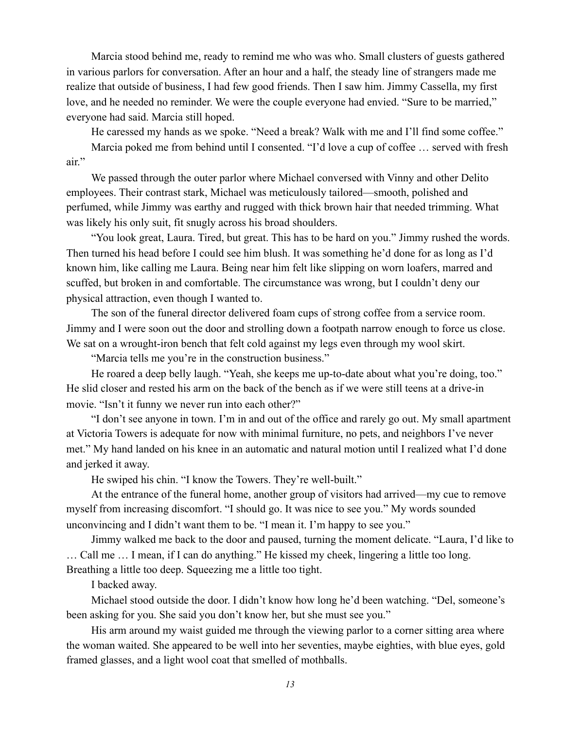Marcia stood behind me, ready to remind me who was who. Small clusters of guests gathered in various parlors for conversation. After an hour and a half, the steady line of strangers made me realize that outside of business, I had few good friends. Then I saw him. Jimmy Cassella, my first love, and he needed no reminder. We were the couple everyone had envied. "Sure to be married," everyone had said. Marcia still hoped.

He caressed my hands as we spoke. "Need a break? Walk with me and I'll find some coffee."

Marcia poked me from behind until I consented. "I'd love a cup of coffee … served with fresh air."

We passed through the outer parlor where Michael conversed with Vinny and other Delito employees. Their contrast stark, Michael was meticulously tailored—smooth, polished and perfumed, while Jimmy was earthy and rugged with thick brown hair that needed trimming. What was likely his only suit, fit snugly across his broad shoulders.

"You look great, Laura. Tired, but great. This has to be hard on you." Jimmy rushed the words. Then turned his head before I could see him blush. It was something he'd done for as long as I'd known him, like calling me Laura. Being near him felt like slipping on worn loafers, marred and scuffed, but broken in and comfortable. The circumstance was wrong, but I couldn't deny our physical attraction, even though I wanted to.

The son of the funeral director delivered foam cups of strong coffee from a service room. Jimmy and I were soon out the door and strolling down a footpath narrow enough to force us close. We sat on a wrought-iron bench that felt cold against my legs even through my wool skirt.

"Marcia tells me you're in the construction business."

He roared a deep belly laugh. "Yeah, she keeps me up-to-date about what you're doing, too." He slid closer and rested his arm on the back of the bench as if we were still teens at a drive-in movie. "Isn't it funny we never run into each other?"

"I don't see anyone in town. I'm in and out of the office and rarely go out. My small apartment at Victoria Towers is adequate for now with minimal furniture, no pets, and neighbors I've never met." My hand landed on his knee in an automatic and natural motion until I realized what I'd done and jerked it away.

He swiped his chin. "I know the Towers. They're well-built."

At the entrance of the funeral home, another group of visitors had arrived—my cue to remove myself from increasing discomfort. "I should go. It was nice to see you." My words sounded unconvincing and I didn't want them to be. "I mean it. I'm happy to see you."

Jimmy walked me back to the door and paused, turning the moment delicate. "Laura, I'd like to … Call me … I mean, if I can do anything." He kissed my cheek, lingering a little too long. Breathing a little too deep. Squeezing me a little too tight.

I backed away.

Michael stood outside the door. I didn't know how long he'd been watching. "Del, someone's been asking for you. She said you don't know her, but she must see you."

His arm around my waist guided me through the viewing parlor to a corner sitting area where the woman waited. She appeared to be well into her seventies, maybe eighties, with blue eyes, gold framed glasses, and a light wool coat that smelled of mothballs.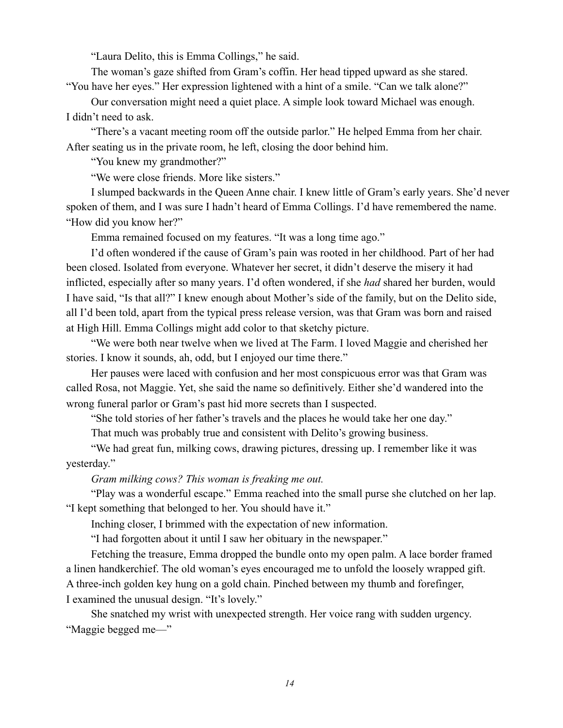"Laura Delito, this is Emma Collings," he said.

The woman's gaze shifted from Gram's coffin. Her head tipped upward as she stared. "You have her eyes." Her expression lightened with a hint of a smile. "Can we talk alone?"

Our conversation might need a quiet place. A simple look toward Michael was enough. I didn't need to ask.

"There's a vacant meeting room off the outside parlor." He helped Emma from her chair. After seating us in the private room, he left, closing the door behind him.

"You knew my grandmother?"

"We were close friends. More like sisters."

I slumped backwards in the Queen Anne chair. I knew little of Gram's early years. She'd never spoken of them, and I was sure I hadn't heard of Emma Collings. I'd have remembered the name. "How did you know her?"

Emma remained focused on my features. "It was a long time ago."

I'd often wondered if the cause of Gram's pain was rooted in her childhood. Part of her had been closed. Isolated from everyone. Whatever her secret, it didn't deserve the misery it had inflicted, especially after so many years. I'd often wondered, if she *had* shared her burden, would I have said, "Is that all?" I knew enough about Mother's side of the family, but on the Delito side, all I'd been told, apart from the typical press release version, was that Gram was born and raised at High Hill. Emma Collings might add color to that sketchy picture.

"We were both near twelve when we lived at The Farm. I loved Maggie and cherished her stories. I know it sounds, ah, odd, but I enjoyed our time there."

Her pauses were laced with confusion and her most conspicuous error was that Gram was called Rosa, not Maggie. Yet, she said the name so definitively. Either she'd wandered into the wrong funeral parlor or Gram's past hid more secrets than I suspected.

"She told stories of her father's travels and the places he would take her one day."

That much was probably true and consistent with Delito's growing business.

"We had great fun, milking cows, drawing pictures, dressing up. I remember like it was yesterday."

*Gram milking cows? This woman is freaking me out.*

"Play was a wonderful escape." Emma reached into the small purse she clutched on her lap. "I kept something that belonged to her. You should have it."

Inching closer, I brimmed with the expectation of new information.

"I had forgotten about it until I saw her obituary in the newspaper."

Fetching the treasure, Emma dropped the bundle onto my open palm. A lace border framed a linen handkerchief. The old woman's eyes encouraged me to unfold the loosely wrapped gift. A three-inch golden key hung on a gold chain. Pinched between my thumb and forefinger, I examined the unusual design. "It's lovely."

She snatched my wrist with unexpected strength. Her voice rang with sudden urgency. "Maggie begged me—"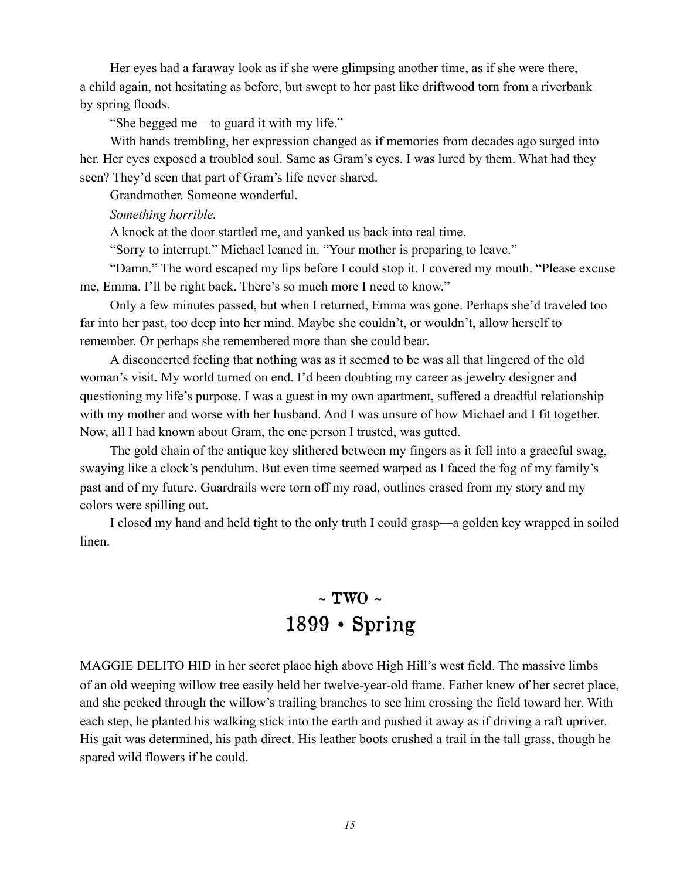Her eyes had a faraway look as if she were glimpsing another time, as if she were there, a child again, not hesitating as before, but swept to her past like driftwood torn from a riverbank by spring floods.

"She begged me—to guard it with my life."

With hands trembling, her expression changed as if memories from decades ago surged into her. Her eyes exposed a troubled soul. Same as Gram's eyes. I was lured by them. What had they seen? They'd seen that part of Gram's life never shared.

Grandmother. Someone wonderful.

*Something horrible.*

A knock at the door startled me, and yanked us back into real time.

"Sorry to interrupt." Michael leaned in. "Your mother is preparing to leave."

"Damn." The word escaped my lips before I could stop it. I covered my mouth. "Please excuse me, Emma. I'll be right back. There's so much more I need to know."

Only a few minutes passed, but when I returned, Emma was gone. Perhaps she'd traveled too far into her past, too deep into her mind. Maybe she couldn't, or wouldn't, allow herself to remember. Or perhaps she remembered more than she could bear.

A disconcerted feeling that nothing was as it seemed to be was all that lingered of the old woman's visit. My world turned on end. I'd been doubting my career as jewelry designer and questioning my life's purpose. I was a guest in my own apartment, suffered a dreadful relationship with my mother and worse with her husband. And I was unsure of how Michael and I fit together. Now, all I had known about Gram, the one person I trusted, was gutted.

The gold chain of the antique key slithered between my fingers as it fell into a graceful swag, swaying like a clock's pendulum. But even time seemed warped as I faced the fog of my family's past and of my future. Guardrails were torn off my road, outlines erased from my story and my colors were spilling out.

I closed my hand and held tight to the only truth I could grasp—a golden key wrapped in soiled linen.

## ~ TWO ~
## 1899 • Spring

MAGGIE DELITO HID in her secret place high above High Hill's west field. The massive limbs of an old weeping willow tree easily held her twelve-year-old frame. Father knew of her secret place, and she peeked through the willow's trailing branches to see him crossing the field toward her. With each step, he planted his walking stick into the earth and pushed it away as if driving a raft upriver. His gait was determined, his path direct. His leather boots crushed a trail in the tall grass, though he spared wild flowers if he could.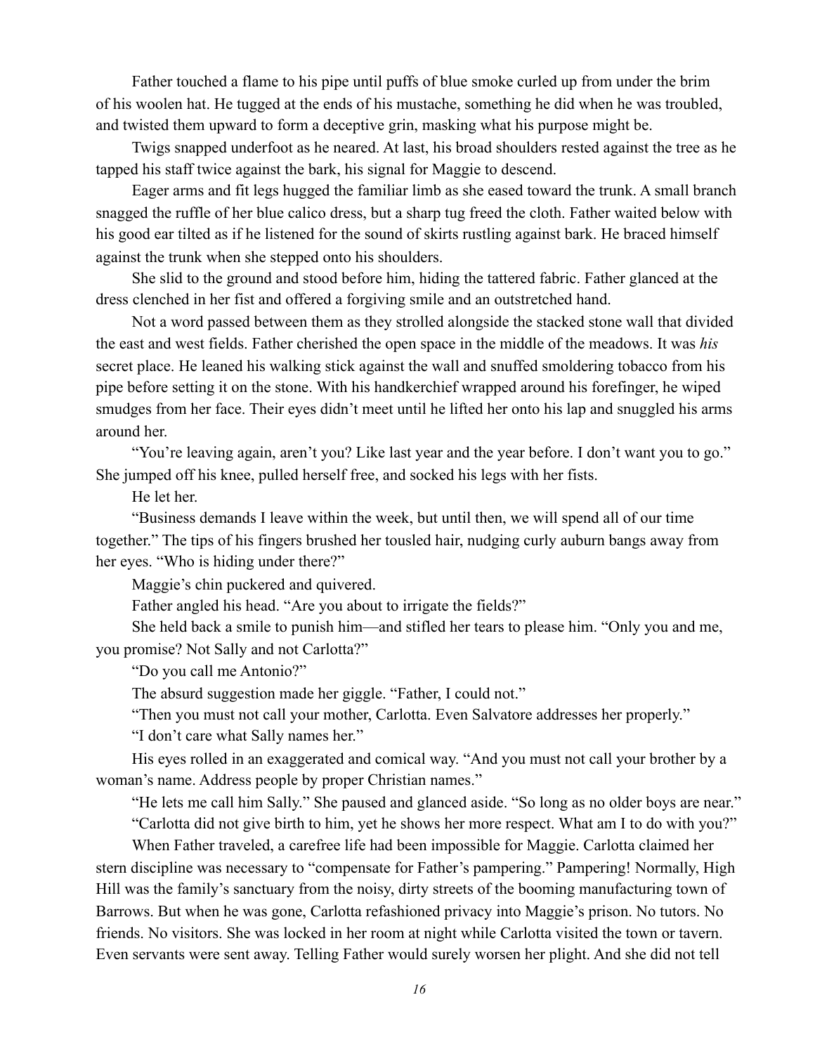Father touched a flame to his pipe until puffs of blue smoke curled up from under the brim of his woolen hat. He tugged at the ends of his mustache, something he did when he was troubled, and twisted them upward to form a deceptive grin, masking what his purpose might be.

Twigs snapped underfoot as he neared. At last, his broad shoulders rested against the tree as he tapped his staff twice against the bark, his signal for Maggie to descend.

Eager arms and fit legs hugged the familiar limb as she eased toward the trunk. A small branch snagged the ruffle of her blue calico dress, but a sharp tug freed the cloth. Father waited below with his good ear tilted as if he listened for the sound of skirts rustling against bark. He braced himself against the trunk when she stepped onto his shoulders.

She slid to the ground and stood before him, hiding the tattered fabric. Father glanced at the dress clenched in her fist and offered a forgiving smile and an outstretched hand.

Not a word passed between them as they strolled alongside the stacked stone wall that divided the east and west fields. Father cherished the open space in the middle of the meadows. It was *his* secret place. He leaned his walking stick against the wall and snuffed smoldering tobacco from his pipe before setting it on the stone. With his handkerchief wrapped around his forefinger, he wiped smudges from her face. Their eyes didn't meet until he lifted her onto his lap and snuggled his arms around her.

"You're leaving again, aren't you? Like last year and the year before. I don't want you to go." She jumped off his knee, pulled herself free, and socked his legs with her fists.

He let her.

"Business demands I leave within the week, but until then, we will spend all of our time together." The tips of his fingers brushed her tousled hair, nudging curly auburn bangs away from her eyes. "Who is hiding under there?"

Maggie's chin puckered and quivered.

Father angled his head. "Are you about to irrigate the fields?"

She held back a smile to punish him—and stifled her tears to please him. "Only you and me, you promise? Not Sally and not Carlotta?"

"Do you call me Antonio?"

The absurd suggestion made her giggle. "Father, I could not."

"Then you must not call your mother, Carlotta. Even Salvatore addresses her properly."

"I don't care what Sally names her."

His eyes rolled in an exaggerated and comical way. "And you must not call your brother by a woman's name. Address people by proper Christian names."

"He lets me call him Sally." She paused and glanced aside. "So long as no older boys are near."

"Carlotta did not give birth to him, yet he shows her more respect. What am I to do with you?"

When Father traveled, a carefree life had been impossible for Maggie. Carlotta claimed her stern discipline was necessary to "compensate for Father's pampering." Pampering! Normally, High Hill was the family's sanctuary from the noisy, dirty streets of the booming manufacturing town of Barrows. But when he was gone, Carlotta refashioned privacy into Maggie's prison. No tutors. No friends. No visitors. She was locked in her room at night while Carlotta visited the town or tavern. Even servants were sent away. Telling Father would surely worsen her plight. And she did not tell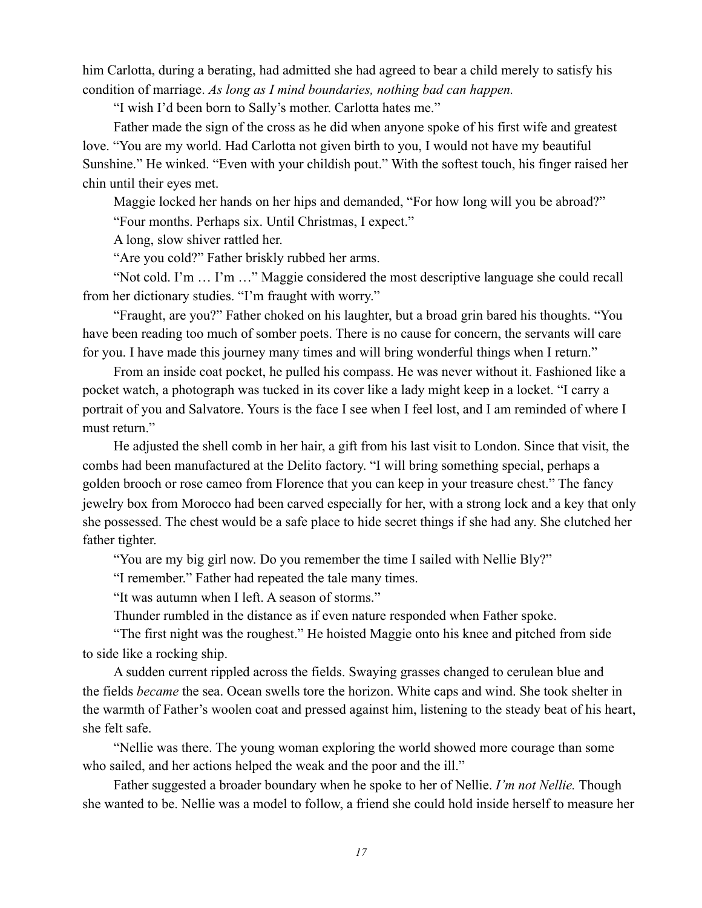him Carlotta, during a berating, had admitted she had agreed to bear a child merely to satisfy his condition of marriage. *As long as I mind boundaries, nothing bad can happen.*

"I wish I'd been born to Sally's mother. Carlotta hates me."

Father made the sign of the cross as he did when anyone spoke of his first wife and greatest love. "You are my world. Had Carlotta not given birth to you, I would not have my beautiful Sunshine." He winked. "Even with your childish pout." With the softest touch, his finger raised her chin until their eyes met.

Maggie locked her hands on her hips and demanded, "For how long will you be abroad?"

"Four months. Perhaps six. Until Christmas, I expect."

A long, slow shiver rattled her.

"Are you cold?" Father briskly rubbed her arms.

"Not cold. I'm … I'm …" Maggie considered the most descriptive language she could recall from her dictionary studies. "I'm fraught with worry."

"Fraught, are you?" Father choked on his laughter, but a broad grin bared his thoughts. "You have been reading too much of somber poets. There is no cause for concern, the servants will care for you. I have made this journey many times and will bring wonderful things when I return."

From an inside coat pocket, he pulled his compass. He was never without it. Fashioned like a pocket watch, a photograph was tucked in its cover like a lady might keep in a locket. "I carry a portrait of you and Salvatore. Yours is the face I see when I feel lost, and I am reminded of where I must return."

He adjusted the shell comb in her hair, a gift from his last visit to London. Since that visit, the combs had been manufactured at the Delito factory. "I will bring something special, perhaps a golden brooch or rose cameo from Florence that you can keep in your treasure chest." The fancy jewelry box from Morocco had been carved especially for her, with a strong lock and a key that only she possessed. The chest would be a safe place to hide secret things if she had any. She clutched her father tighter.

"You are my big girl now. Do you remember the time I sailed with Nellie Bly?"

"I remember." Father had repeated the tale many times.

"It was autumn when I left. A season of storms."

Thunder rumbled in the distance as if even nature responded when Father spoke.

"The first night was the roughest." He hoisted Maggie onto his knee and pitched from side to side like a rocking ship.

A sudden current rippled across the fields. Swaying grasses changed to cerulean blue and the fields *became* the sea. Ocean swells tore the horizon. White caps and wind. She took shelter in the warmth of Father's woolen coat and pressed against him, listening to the steady beat of his heart, she felt safe.

"Nellie was there. The young woman exploring the world showed more courage than some who sailed, and her actions helped the weak and the poor and the ill."

Father suggested a broader boundary when he spoke to her of Nellie. *I'm not Nellie.* Though she wanted to be. Nellie was a model to follow, a friend she could hold inside herself to measure her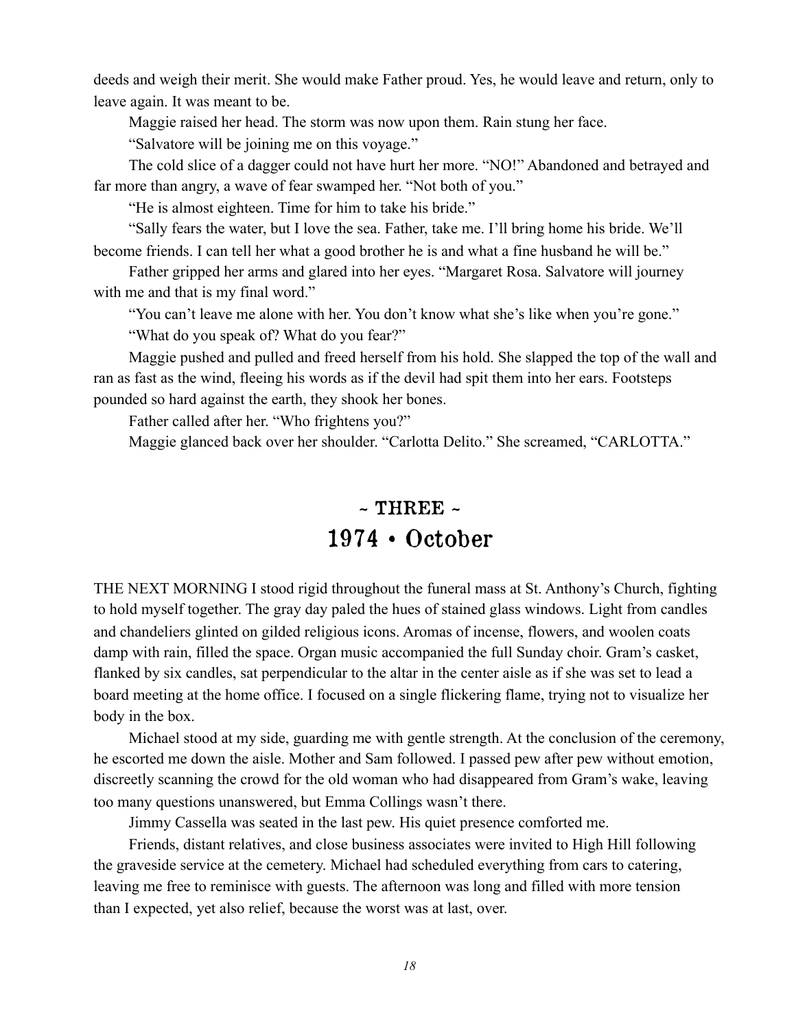deeds and weigh their merit. She would make Father proud. Yes, he would leave and return, only to leave again. It was meant to be.

Maggie raised her head. The storm was now upon them. Rain stung her face.

"Salvatore will be joining me on this voyage."

The cold slice of a dagger could not have hurt her more. "NO!" Abandoned and betrayed and far more than angry, a wave of fear swamped her. "Not both of you."

"He is almost eighteen. Time for him to take his bride."

"Sally fears the water, but I love the sea. Father, take me. I'll bring home his bride. We'll become friends. I can tell her what a good brother he is and what a fine husband he will be."

Father gripped her arms and glared into her eyes. "Margaret Rosa. Salvatore will journey with me and that is my final word."

"You can't leave me alone with her. You don't know what she's like when you're gone."

"What do you speak of? What do you fear?"

Maggie pushed and pulled and freed herself from his hold. She slapped the top of the wall and ran as fast as the wind, fleeing his words as if the devil had spit them into her ears. Footsteps pounded so hard against the earth, they shook her bones.

Father called after her. "Who frightens you?"

Maggie glanced back over her shoulder. "Carlotta Delito." She screamed, "CARLOTTA."

## ~ THREE ~
## 1974 • October

THE NEXT MORNING I stood rigid throughout the funeral mass at St. Anthony's Church, fighting to hold myself together. The gray day paled the hues of stained glass windows. Light from candles and chandeliers glinted on gilded religious icons. Aromas of incense, flowers, and woolen coats damp with rain, filled the space. Organ music accompanied the full Sunday choir. Gram's casket, flanked by six candles, sat perpendicular to the altar in the center aisle as if she was set to lead a board meeting at the home office. I focused on a single flickering flame, trying not to visualize her body in the box.

Michael stood at my side, guarding me with gentle strength. At the conclusion of the ceremony, he escorted me down the aisle. Mother and Sam followed. I passed pew after pew without emotion, discreetly scanning the crowd for the old woman who had disappeared from Gram's wake, leaving too many questions unanswered, but Emma Collings wasn't there.

Jimmy Cassella was seated in the last pew. His quiet presence comforted me.

Friends, distant relatives, and close business associates were invited to High Hill following the graveside service at the cemetery. Michael had scheduled everything from cars to catering, leaving me free to reminisce with guests. The afternoon was long and filled with more tension than I expected, yet also relief, because the worst was at last, over.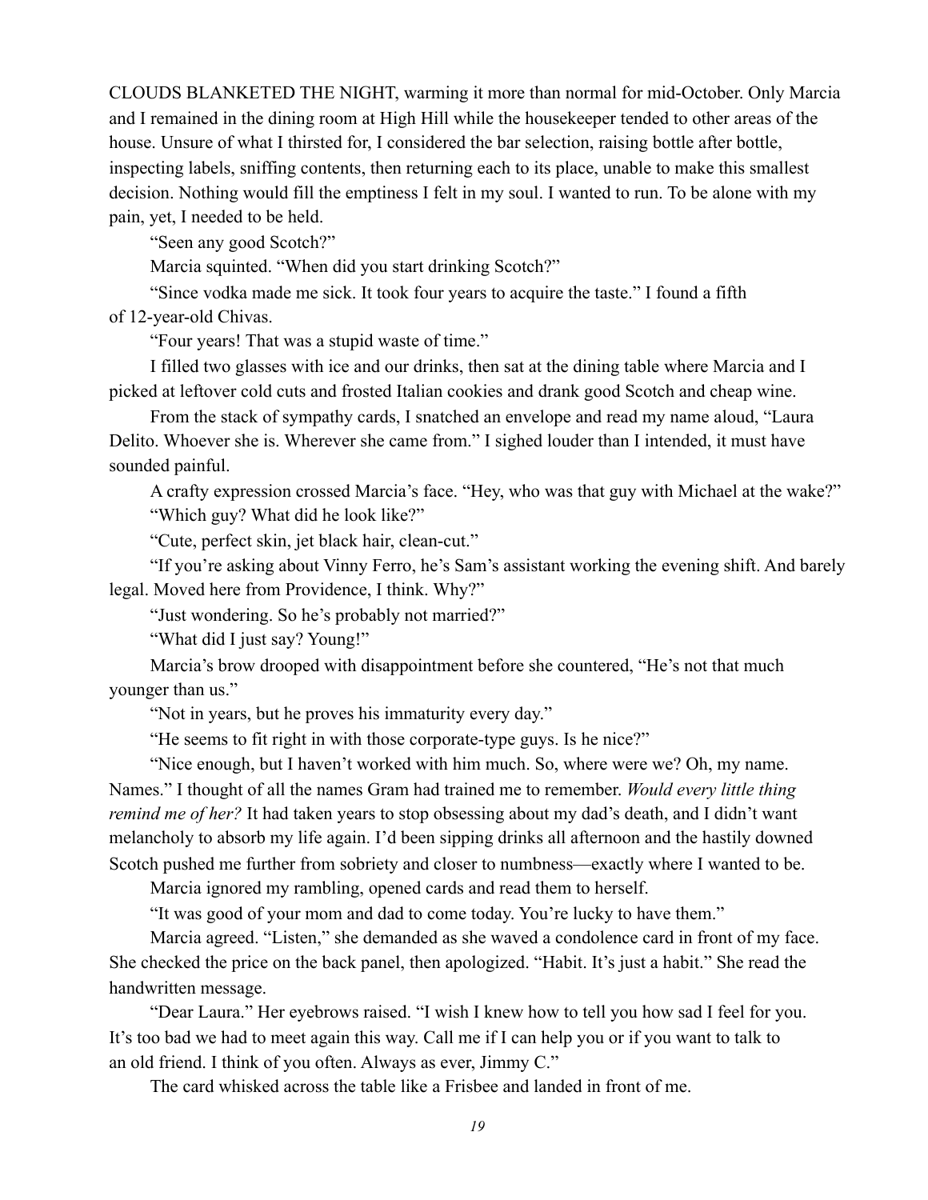CLOUDS BLANKETED THE NIGHT, warming it more than normal for mid-October. Only Marcia and I remained in the dining room at High Hill while the housekeeper tended to other areas of the house. Unsure of what I thirsted for, I considered the bar selection, raising bottle after bottle, inspecting labels, sniffing contents, then returning each to its place, unable to make this smallest decision. Nothing would fill the emptiness I felt in my soul. I wanted to run. To be alone with my pain, yet, I needed to be held.

"Seen any good Scotch?"

Marcia squinted. "When did you start drinking Scotch?"

"Since vodka made me sick. It took four years to acquire the taste." I found a fifth of 12-year-old Chivas.

"Four years! That was a stupid waste of time."

I filled two glasses with ice and our drinks, then sat at the dining table where Marcia and I picked at leftover cold cuts and frosted Italian cookies and drank good Scotch and cheap wine.

From the stack of sympathy cards, I snatched an envelope and read my name aloud, "Laura Delito. Whoever she is. Wherever she came from." I sighed louder than I intended, it must have sounded painful.

A crafty expression crossed Marcia's face. "Hey, who was that guy with Michael at the wake?"

"Which guy? What did he look like?"

"Cute, perfect skin, jet black hair, clean-cut."

"If you're asking about Vinny Ferro, he's Sam's assistant working the evening shift. And barely legal. Moved here from Providence, I think. Why?"

"Just wondering. So he's probably not married?"

"What did I just say? Young!"

Marcia's brow drooped with disappointment before she countered, "He's not that much younger than us."

"Not in years, but he proves his immaturity every day."

"He seems to fit right in with those corporate-type guys. Is he nice?"

"Nice enough, but I haven't worked with him much. So, where were we? Oh, my name. Names." I thought of all the names Gram had trained me to remember. *Would every little thing remind me of her?* It had taken years to stop obsessing about my dad's death, and I didn't want melancholy to absorb my life again. I'd been sipping drinks all afternoon and the hastily downed Scotch pushed me further from sobriety and closer to numbness—exactly where I wanted to be.

Marcia ignored my rambling, opened cards and read them to herself.

"It was good of your mom and dad to come today. You're lucky to have them."

Marcia agreed. "Listen," she demanded as she waved a condolence card in front of my face. She checked the price on the back panel, then apologized. "Habit. It's just a habit." She read the handwritten message.

"Dear Laura." Her eyebrows raised. "I wish I knew how to tell you how sad I feel for you. It's too bad we had to meet again this way. Call me if I can help you or if you want to talk to an old friend. I think of you often. Always as ever, Jimmy C."

The card whisked across the table like a Frisbee and landed in front of me.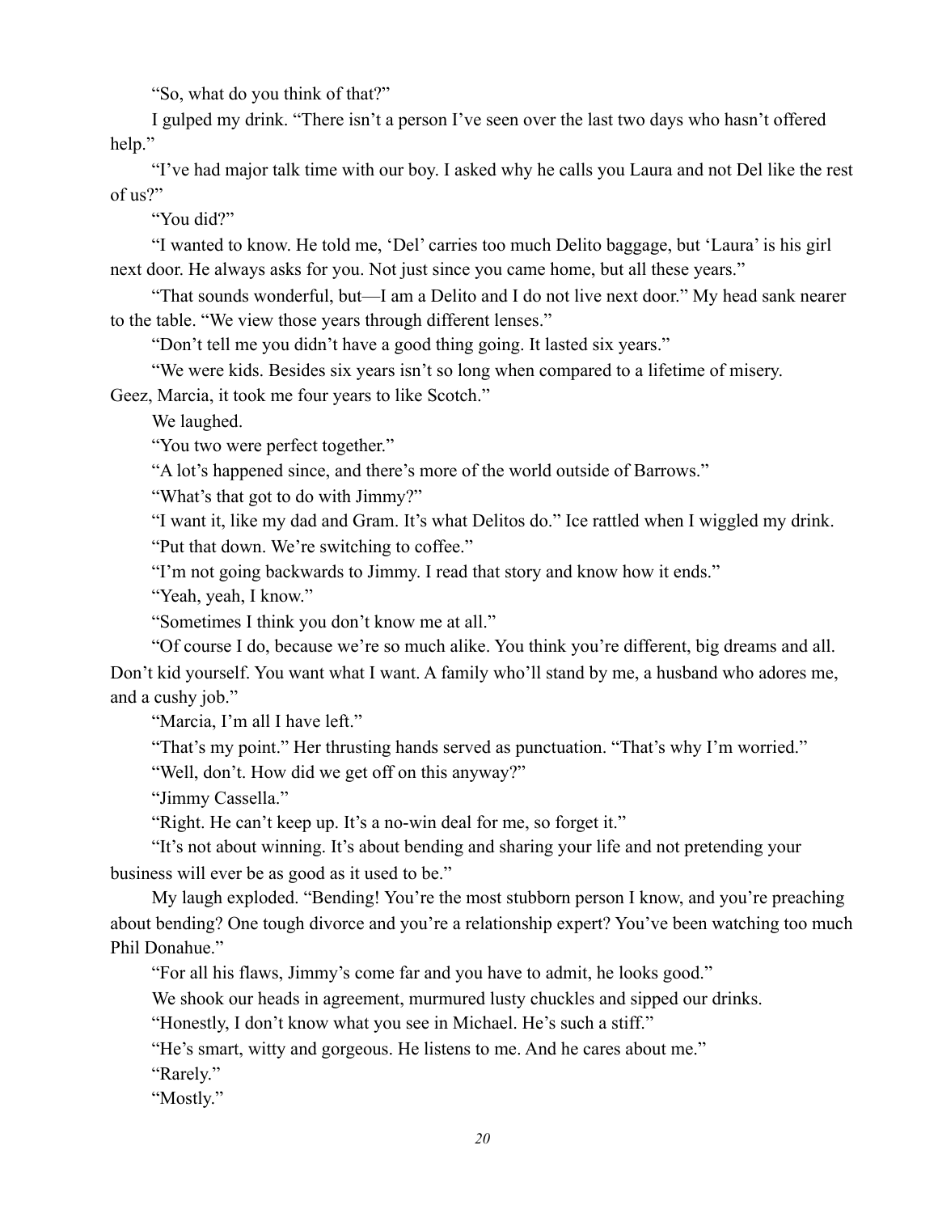"So, what do you think of that?"

I gulped my drink. "There isn't a person I've seen over the last two days who hasn't offered help."

"I've had major talk time with our boy. I asked why he calls you Laura and not Del like the rest of us?"

"You did?"

"I wanted to know. He told me, 'Del' carries too much Delito baggage, but 'Laura' is his girl next door. He always asks for you. Not just since you came home, but all these years."

"That sounds wonderful, but—I am a Delito and I do not live next door." My head sank nearer to the table. "We view those years through different lenses."

"Don't tell me you didn't have a good thing going. It lasted six years."

"We were kids. Besides six years isn't so long when compared to a lifetime of misery. Geez, Marcia, it took me four years to like Scotch."

We laughed.

"You two were perfect together."

"A lot's happened since, and there's more of the world outside of Barrows."

"What's that got to do with Jimmy?"

"I want it, like my dad and Gram. It's what Delitos do." Ice rattled when I wiggled my drink.

"Put that down. We're switching to coffee."

"I'm not going backwards to Jimmy. I read that story and know how it ends."

"Yeah, yeah, I know."

"Sometimes I think you don't know me at all."

"Of course I do, because we're so much alike. You think you're different, big dreams and all. Don't kid yourself. You want what I want. A family who'll stand by me, a husband who adores me, and a cushy job."

"Marcia, I'm all I have left."

"That's my point." Her thrusting hands served as punctuation. "That's why I'm worried."

"Well, don't. How did we get off on this anyway?"

"Jimmy Cassella."

"Right. He can't keep up. It's a no-win deal for me, so forget it."

"It's not about winning. It's about bending and sharing your life and not pretending your business will ever be as good as it used to be."

My laugh exploded. "Bending! You're the most stubborn person I know, and you're preaching about bending? One tough divorce and you're a relationship expert? You've been watching too much Phil Donahue."

"For all his flaws, Jimmy's come far and you have to admit, he looks good."

We shook our heads in agreement, murmured lusty chuckles and sipped our drinks.

"Honestly, I don't know what you see in Michael. He's such a stiff."

"He's smart, witty and gorgeous. He listens to me. And he cares about me."

"Rarely."

"Mostly."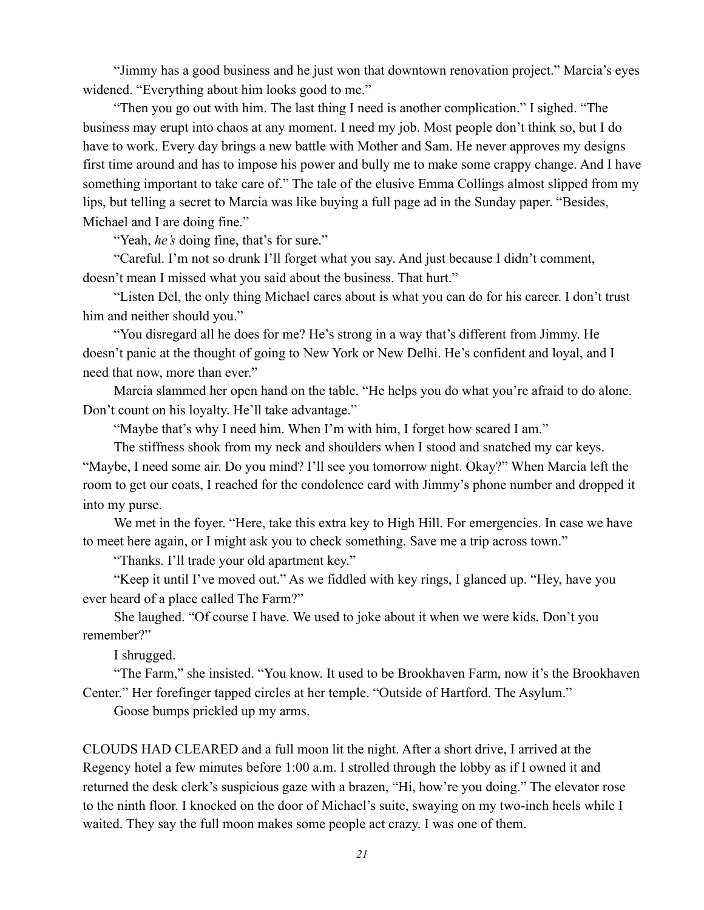"Jimmy has a good business and he just won that downtown renovation project." Marcia's eyes widened. "Everything about him looks good to me."

"Then you go out with him. The last thing I need is another complication." I sighed. "The business may erupt into chaos at any moment. I need my job. Most people don't think so, but I do have to work. Every day brings a new battle with Mother and Sam. He never approves my designs first time around and has to impose his power and bully me to make some crappy change. And I have something important to take care of." The tale of the elusive Emma Collings almost slipped from my lips, but telling a secret to Marcia was like buying a full page ad in the Sunday paper. "Besides, Michael and I are doing fine."

"Yeah, *he's* doing fine, that's for sure."

"Careful. I'm not so drunk I'll forget what you say. And just because I didn't comment, doesn't mean I missed what you said about the business. That hurt."

"Listen Del, the only thing Michael cares about is what you can do for his career. I don't trust him and neither should you."

"You disregard all he does for me? He's strong in a way that's different from Jimmy. He doesn't panic at the thought of going to New York or New Delhi. He's confident and loyal, and I need that now, more than ever."

Marcia slammed her open hand on the table. "He helps you do what you're afraid to do alone. Don't count on his loyalty. He'll take advantage."

"Maybe that's why I need him. When I'm with him, I forget how scared I am."

The stiffness shook from my neck and shoulders when I stood and snatched my car keys. "Maybe, I need some air. Do you mind? I'll see you tomorrow night. Okay?" When Marcia left the room to get our coats, I reached for the condolence card with Jimmy's phone number and dropped it into my purse.

We met in the foyer. "Here, take this extra key to High Hill. For emergencies. In case we have to meet here again, or I might ask you to check something. Save me a trip across town."

"Thanks. I'll trade your old apartment key."

"Keep it until I've moved out." As we fiddled with key rings, I glanced up. "Hey, have you ever heard of a place called The Farm?"

She laughed. "Of course I have. We used to joke about it when we were kids. Don't you remember?"

I shrugged.

"The Farm," she insisted. "You know. It used to be Brookhaven Farm, now it's the Brookhaven Center." Her forefinger tapped circles at her temple. "Outside of Hartford. The Asylum."

Goose bumps prickled up my arms.

CLOUDS HAD CLEARED and a full moon lit the night. After a short drive, I arrived at the Regency hotel a few minutes before 1:00 a.m. I strolled through the lobby as if I owned it and returned the desk clerk's suspicious gaze with a brazen, "Hi, how're you doing." The elevator rose to the ninth floor. I knocked on the door of Michael's suite, swaying on my two-inch heels while I waited. They say the full moon makes some people act crazy. I was one of them.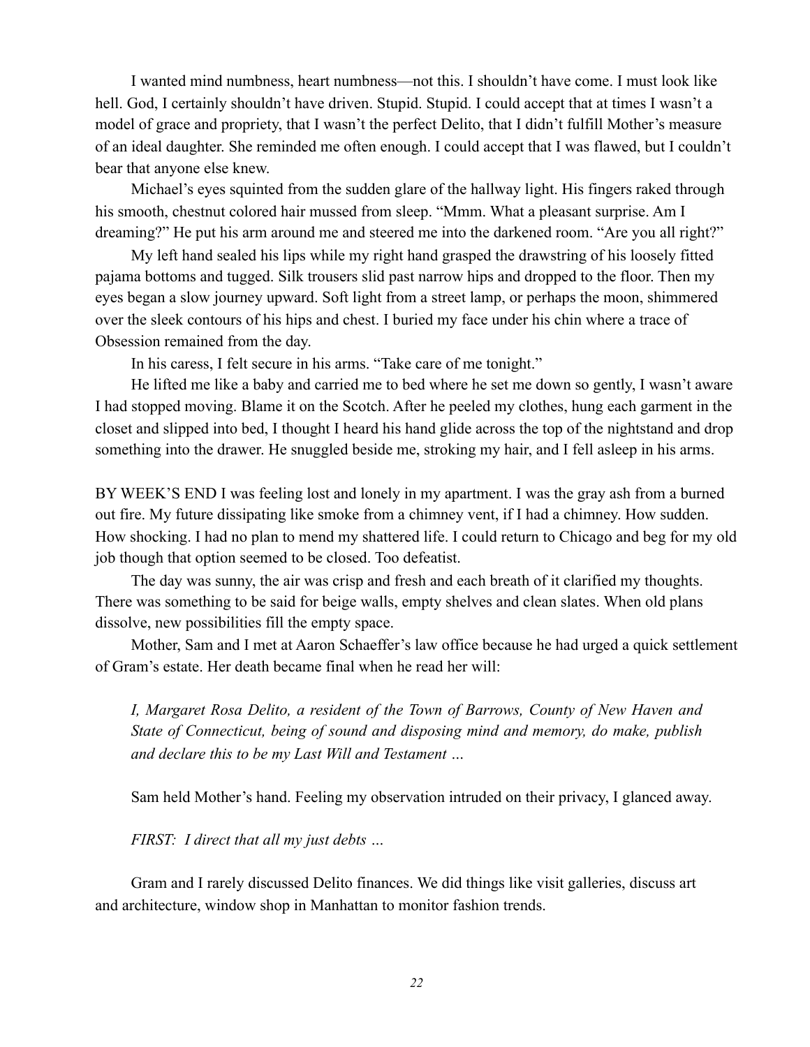I wanted mind numbness, heart numbness—not this. I shouldn't have come. I must look like hell. God, I certainly shouldn't have driven. Stupid. Stupid. I could accept that at times I wasn't a model of grace and propriety, that I wasn't the perfect Delito, that I didn't fulfill Mother's measure of an ideal daughter. She reminded me often enough. I could accept that I was flawed, but I couldn't bear that anyone else knew.

Michael's eyes squinted from the sudden glare of the hallway light. His fingers raked through his smooth, chestnut colored hair mussed from sleep. "Mmm. What a pleasant surprise. Am I dreaming?" He put his arm around me and steered me into the darkened room. "Are you all right?"

My left hand sealed his lips while my right hand grasped the drawstring of his loosely fitted pajama bottoms and tugged. Silk trousers slid past narrow hips and dropped to the floor. Then my eyes began a slow journey upward. Soft light from a street lamp, or perhaps the moon, shimmered over the sleek contours of his hips and chest. I buried my face under his chin where a trace of Obsession remained from the day.

In his caress, I felt secure in his arms. "Take care of me tonight."

He lifted me like a baby and carried me to bed where he set me down so gently, I wasn't aware I had stopped moving. Blame it on the Scotch. After he peeled my clothes, hung each garment in the closet and slipped into bed, I thought I heard his hand glide across the top of the nightstand and drop something into the drawer. He snuggled beside me, stroking my hair, and I fell asleep in his arms.

BY WEEK'S END I was feeling lost and lonely in my apartment. I was the gray ash from a burned out fire. My future dissipating like smoke from a chimney vent, if I had a chimney. How sudden. How shocking. I had no plan to mend my shattered life. I could return to Chicago and beg for my old job though that option seemed to be closed. Too defeatist.

The day was sunny, the air was crisp and fresh and each breath of it clarified my thoughts. There was something to be said for beige walls, empty shelves and clean slates. When old plans dissolve, new possibilities fill the empty space.

Mother, Sam and I met at Aaron Schaeffer's law office because he had urged a quick settlement of Gram's estate. Her death became final when he read her will:

*I, Margaret Rosa Delito, a resident of the Town of Barrows, County of New Haven and State of Connecticut, being of sound and disposing mind and memory, do make, publish and declare this to be my Last Will and Testament …*

Sam held Mother's hand. Feeling my observation intruded on their privacy, I glanced away.

*FIRST: I direct that all my just debts …*

Gram and I rarely discussed Delito finances. We did things like visit galleries, discuss art and architecture, window shop in Manhattan to monitor fashion trends.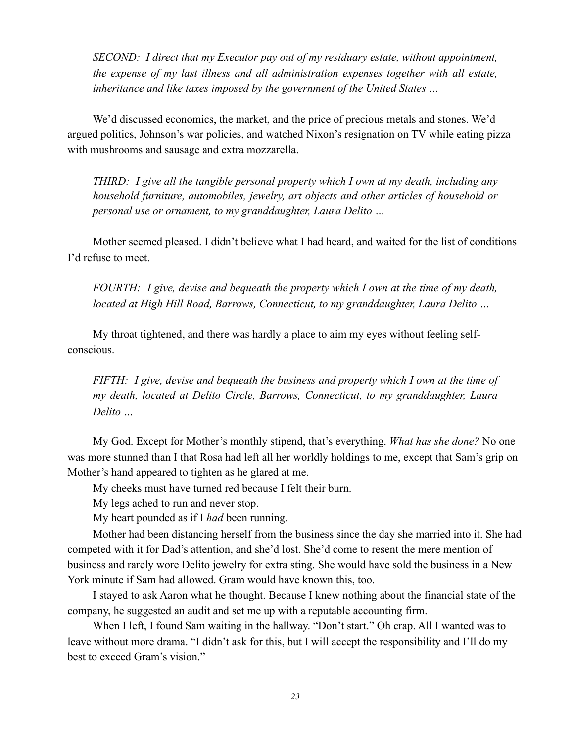*SECOND: I direct that my Executor pay out of my residuary estate, without appointment, the expense of my last illness and all administration expenses together with all estate, inheritance and like taxes imposed by the government of the United States …*

We'd discussed economics, the market, and the price of precious metals and stones. We'd argued politics, Johnson's war policies, and watched Nixon's resignation on TV while eating pizza with mushrooms and sausage and extra mozzarella.

*THIRD: I give all the tangible personal property which I own at my death, including any household furniture, automobiles, jewelry, art objects and other articles of household or personal use or ornament, to my granddaughter, Laura Delito …*

Mother seemed pleased. I didn't believe what I had heard, and waited for the list of conditions I'd refuse to meet.

*FOURTH: I give, devise and bequeath the property which I own at the time of my death, located at High Hill Road, Barrows, Connecticut, to my granddaughter, Laura Delito …*

My throat tightened, and there was hardly a place to aim my eyes without feeling self-conscious.

*FIFTH: I give, devise and bequeath the business and property which I own at the time of my death, located at Delito Circle, Barrows, Connecticut, to my granddaughter, Laura Delito …*

My God. Except for Mother's monthly stipend, that's everything. *What has she done?* No one was more stunned than I that Rosa had left all her worldly holdings to me, except that Sam's grip on Mother's hand appeared to tighten as he glared at me.

My cheeks must have turned red because I felt their burn.

My legs ached to run and never stop.

My heart pounded as if I *had* been running.

Mother had been distancing herself from the business since the day she married into it. She had competed with it for Dad's attention, and she'd lost. She'd come to resent the mere mention of business and rarely wore Delito jewelry for extra sting. She would have sold the business in a New York minute if Sam had allowed. Gram would have known this, too.

I stayed to ask Aaron what he thought. Because I knew nothing about the financial state of the company, he suggested an audit and set me up with a reputable accounting firm.

When I left, I found Sam waiting in the hallway. "Don't start." Oh crap. All I wanted was to leave without more drama. "I didn't ask for this, but I will accept the responsibility and I'll do my best to exceed Gram's vision."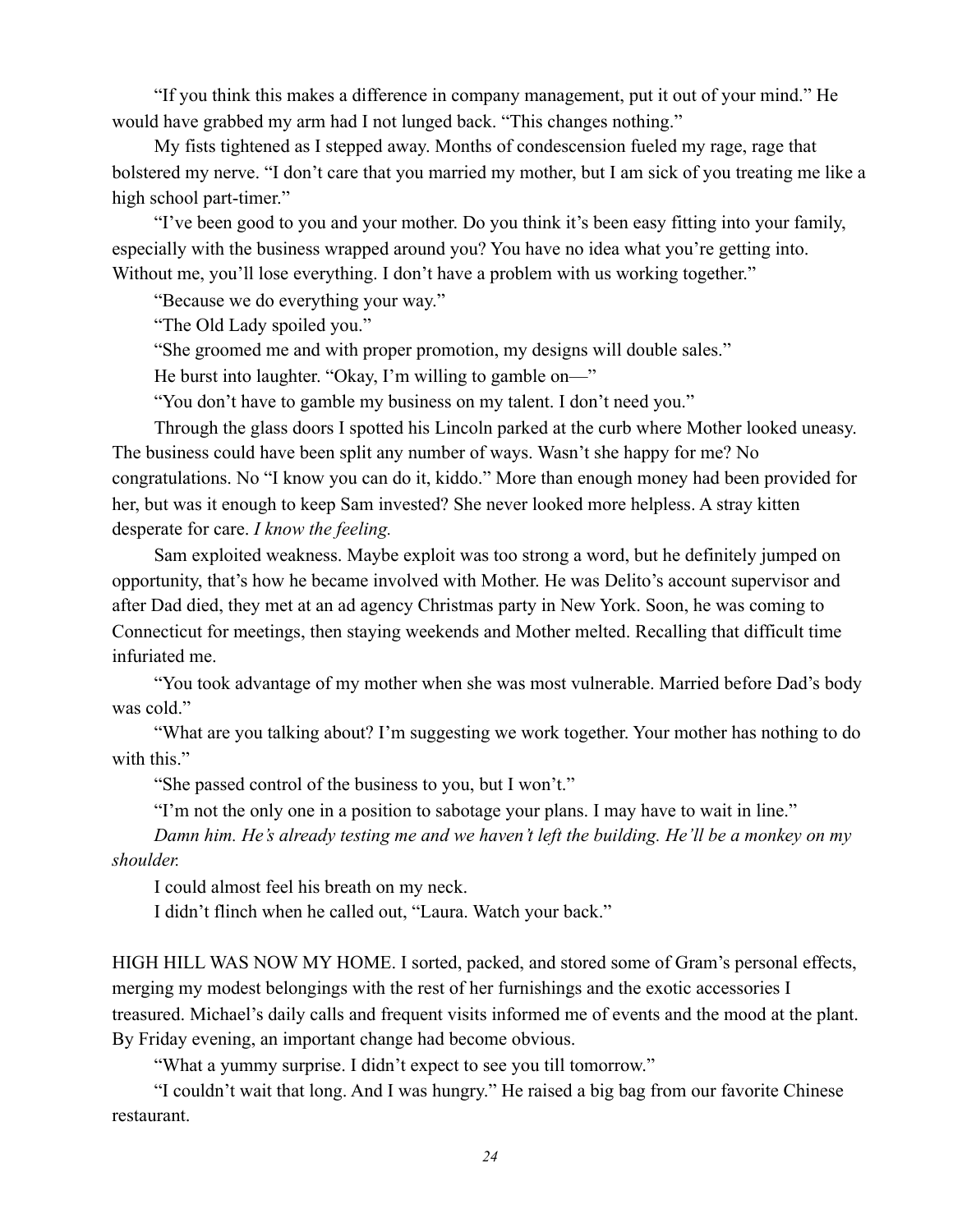"If you think this makes a difference in company management, put it out of your mind." He would have grabbed my arm had I not lunged back. "This changes nothing."

My fists tightened as I stepped away. Months of condescension fueled my rage, rage that bolstered my nerve. "I don't care that you married my mother, but I am sick of you treating me like a high school part-timer."

"I've been good to you and your mother. Do you think it's been easy fitting into your family, especially with the business wrapped around you? You have no idea what you're getting into. Without me, you'll lose everything. I don't have a problem with us working together."

"Because we do everything your way."

"The Old Lady spoiled you."

"She groomed me and with proper promotion, my designs will double sales."

He burst into laughter. "Okay, I'm willing to gamble on—"

"You don't have to gamble my business on my talent. I don't need you."

Through the glass doors I spotted his Lincoln parked at the curb where Mother looked uneasy. The business could have been split any number of ways. Wasn't she happy for me? No congratulations. No "I know you can do it, kiddo." More than enough money had been provided for her, but was it enough to keep Sam invested? She never looked more helpless. A stray kitten desperate for care. *I know the feeling.*

Sam exploited weakness. Maybe exploit was too strong a word, but he definitely jumped on opportunity, that's how he became involved with Mother. He was Delito's account supervisor and after Dad died, they met at an ad agency Christmas party in New York. Soon, he was coming to Connecticut for meetings, then staying weekends and Mother melted. Recalling that difficult time infuriated me.

"You took advantage of my mother when she was most vulnerable. Married before Dad's body was cold."

"What are you talking about? I'm suggesting we work together. Your mother has nothing to do with this."

"She passed control of the business to you, but I won't."

"I'm not the only one in a position to sabotage your plans. I may have to wait in line."

*Damn him. He's already testing me and we haven't left the building. He'll be a monkey on my shoulder.*

I could almost feel his breath on my neck.

I didn't flinch when he called out, "Laura. Watch your back."

HIGH HILL WAS NOW MY HOME. I sorted, packed, and stored some of Gram's personal effects, merging my modest belongings with the rest of her furnishings and the exotic accessories I treasured. Michael's daily calls and frequent visits informed me of events and the mood at the plant. By Friday evening, an important change had become obvious.

"What a yummy surprise. I didn't expect to see you till tomorrow."

"I couldn't wait that long. And I was hungry." He raised a big bag from our favorite Chinese restaurant.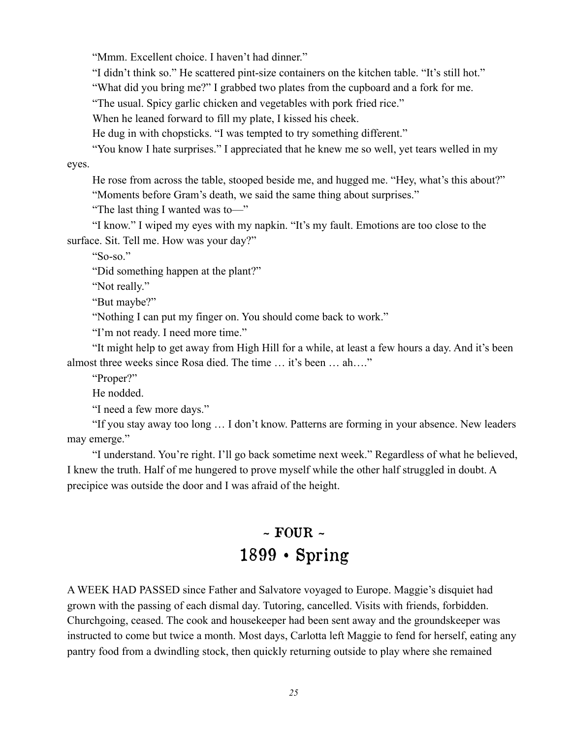"Mmm. Excellent choice. I haven't had dinner."

"I didn't think so." He scattered pint-size containers on the kitchen table. "It's still hot."

"What did you bring me?" I grabbed two plates from the cupboard and a fork for me.

"The usual. Spicy garlic chicken and vegetables with pork fried rice."

When he leaned forward to fill my plate, I kissed his cheek.

He dug in with chopsticks. "I was tempted to try something different."

"You know I hate surprises." I appreciated that he knew me so well, yet tears welled in my eyes.

He rose from across the table, stooped beside me, and hugged me. "Hey, what's this about?"

"Moments before Gram's death, we said the same thing about surprises."

"The last thing I wanted was to—"

"I know." I wiped my eyes with my napkin. "It's my fault. Emotions are too close to the surface. Sit. Tell me. How was your day?"

"So-so."

"Did something happen at the plant?"

"Not really."

"But maybe?"

"Nothing I can put my finger on. You should come back to work."

"I'm not ready. I need more time."

"It might help to get away from High Hill for a while, at least a few hours a day. And it's been almost three weeks since Rosa died. The time … it's been … ah…."

"Proper?"

He nodded.

"I need a few more days."

"If you stay away too long … I don't know. Patterns are forming in your absence. New leaders may emerge."

"I understand. You're right. I'll go back sometime next week." Regardless of what he believed, I knew the truth. Half of me hungered to prove myself while the other half struggled in doubt. A precipice was outside the door and I was afraid of the height.

## ~ FOUR ~
## 1899 • Spring

A WEEK HAD PASSED since Father and Salvatore voyaged to Europe. Maggie's disquiet had grown with the passing of each dismal day. Tutoring, cancelled. Visits with friends, forbidden. Churchgoing, ceased. The cook and housekeeper had been sent away and the groundskeeper was instructed to come but twice a month. Most days, Carlotta left Maggie to fend for herself, eating any pantry food from a dwindling stock, then quickly returning outside to play where she remained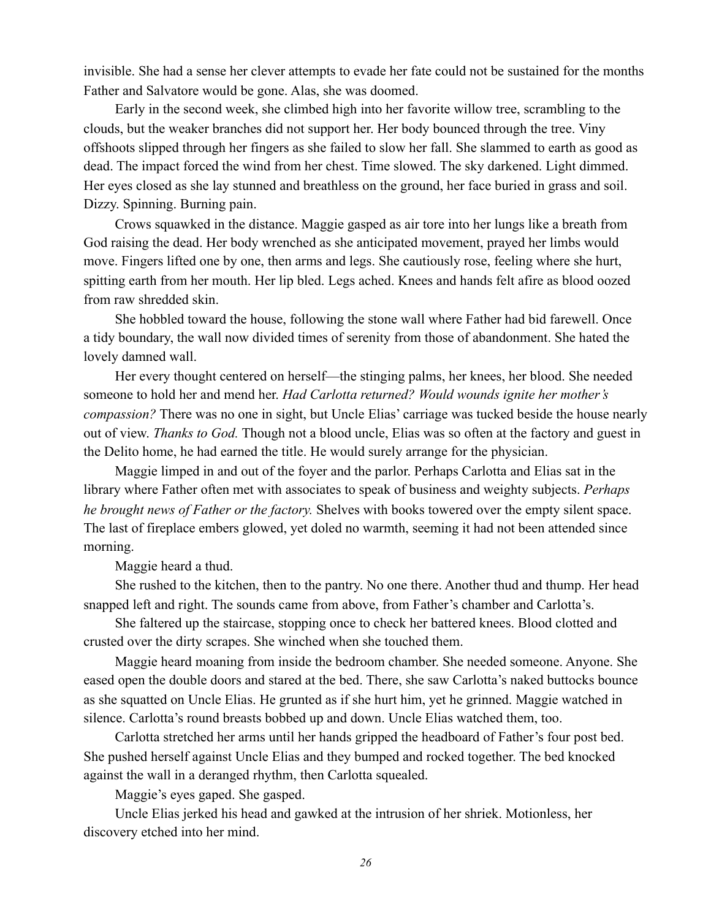invisible. She had a sense her clever attempts to evade her fate could not be sustained for the months Father and Salvatore would be gone. Alas, she was doomed.

Early in the second week, she climbed high into her favorite willow tree, scrambling to the clouds, but the weaker branches did not support her. Her body bounced through the tree. Viny offshoots slipped through her fingers as she failed to slow her fall. She slammed to earth as good as dead. The impact forced the wind from her chest. Time slowed. The sky darkened. Light dimmed. Her eyes closed as she lay stunned and breathless on the ground, her face buried in grass and soil. Dizzy. Spinning. Burning pain.

Crows squawked in the distance. Maggie gasped as air tore into her lungs like a breath from God raising the dead. Her body wrenched as she anticipated movement, prayed her limbs would move. Fingers lifted one by one, then arms and legs. She cautiously rose, feeling where she hurt, spitting earth from her mouth. Her lip bled. Legs ached. Knees and hands felt afire as blood oozed from raw shredded skin.

She hobbled toward the house, following the stone wall where Father had bid farewell. Once a tidy boundary, the wall now divided times of serenity from those of abandonment. She hated the lovely damned wall.

Her every thought centered on herself—the stinging palms, her knees, her blood. She needed someone to hold her and mend her. *Had Carlotta returned? Would wounds ignite her mother's compassion?* There was no one in sight, but Uncle Elias' carriage was tucked beside the house nearly out of view. *Thanks to God.* Though not a blood uncle, Elias was so often at the factory and guest in the Delito home, he had earned the title. He would surely arrange for the physician.

Maggie limped in and out of the foyer and the parlor. Perhaps Carlotta and Elias sat in the library where Father often met with associates to speak of business and weighty subjects. *Perhaps he brought news of Father or the factory.* Shelves with books towered over the empty silent space. The last of fireplace embers glowed, yet doled no warmth, seeming it had not been attended since morning.

Maggie heard a thud.

She rushed to the kitchen, then to the pantry. No one there. Another thud and thump. Her head snapped left and right. The sounds came from above, from Father's chamber and Carlotta's.

She faltered up the staircase, stopping once to check her battered knees. Blood clotted and crusted over the dirty scrapes. She winched when she touched them.

Maggie heard moaning from inside the bedroom chamber. She needed someone. Anyone. She eased open the double doors and stared at the bed. There, she saw Carlotta's naked buttocks bounce as she squatted on Uncle Elias. He grunted as if she hurt him, yet he grinned. Maggie watched in silence. Carlotta's round breasts bobbed up and down. Uncle Elias watched them, too.

Carlotta stretched her arms until her hands gripped the headboard of Father's four post bed. She pushed herself against Uncle Elias and they bumped and rocked together. The bed knocked against the wall in a deranged rhythm, then Carlotta squealed.

Maggie's eyes gaped. She gasped.

Uncle Elias jerked his head and gawked at the intrusion of her shriek. Motionless, her discovery etched into her mind.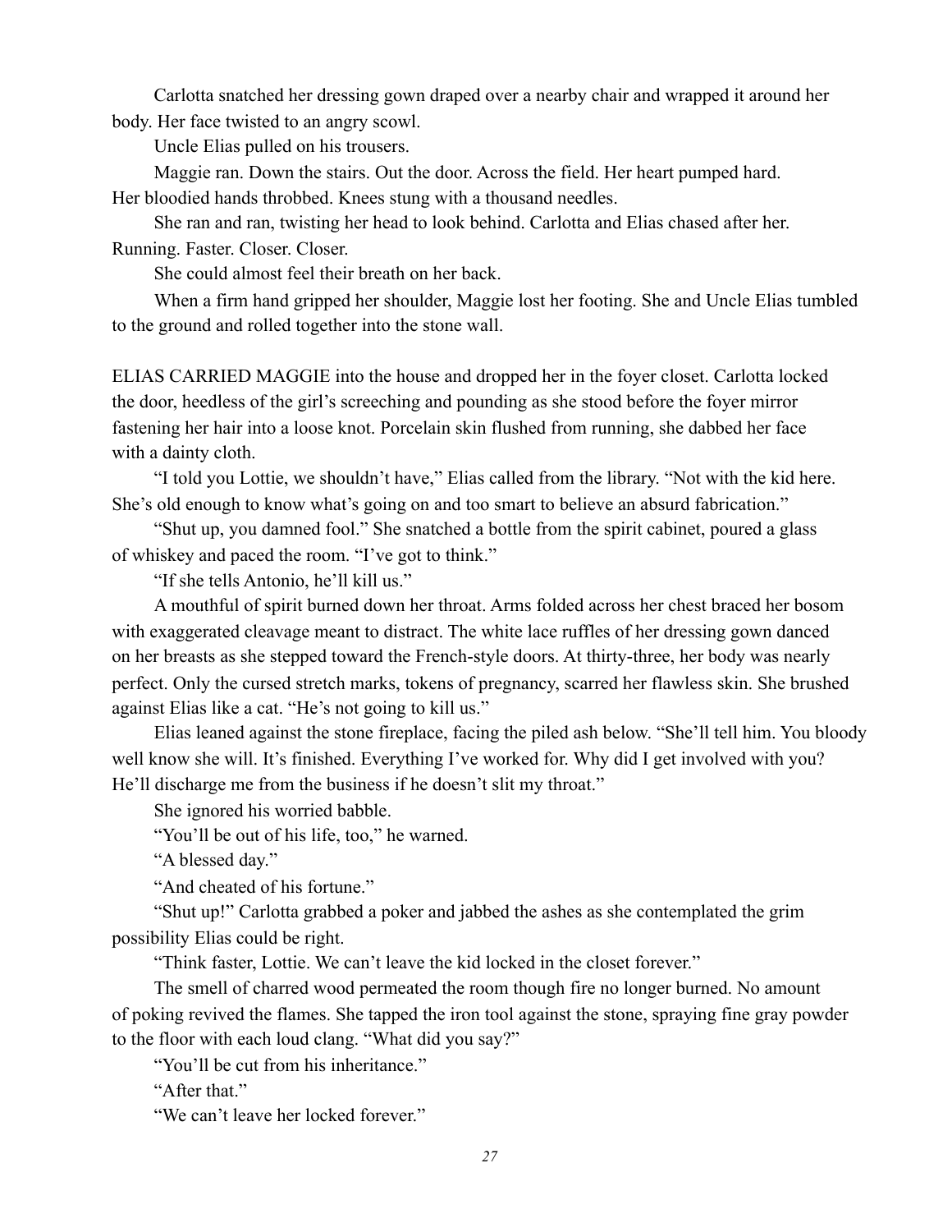Carlotta snatched her dressing gown draped over a nearby chair and wrapped it around her body. Her face twisted to an angry scowl.

Uncle Elias pulled on his trousers.

Maggie ran. Down the stairs. Out the door. Across the field. Her heart pumped hard. Her bloodied hands throbbed. Knees stung with a thousand needles.

She ran and ran, twisting her head to look behind. Carlotta and Elias chased after her. Running. Faster. Closer. Closer.

She could almost feel their breath on her back.

When a firm hand gripped her shoulder, Maggie lost her footing. She and Uncle Elias tumbled to the ground and rolled together into the stone wall.

ELIAS CARRIED MAGGIE into the house and dropped her in the foyer closet. Carlotta locked the door, heedless of the girl's screeching and pounding as she stood before the foyer mirror fastening her hair into a loose knot. Porcelain skin flushed from running, she dabbed her face with a dainty cloth.

"I told you Lottie, we shouldn't have," Elias called from the library. "Not with the kid here. She's old enough to know what's going on and too smart to believe an absurd fabrication."

"Shut up, you damned fool." She snatched a bottle from the spirit cabinet, poured a glass of whiskey and paced the room. "I've got to think."

"If she tells Antonio, he'll kill us."

A mouthful of spirit burned down her throat. Arms folded across her chest braced her bosom with exaggerated cleavage meant to distract. The white lace ruffles of her dressing gown danced on her breasts as she stepped toward the French-style doors. At thirty-three, her body was nearly perfect. Only the cursed stretch marks, tokens of pregnancy, scarred her flawless skin. She brushed against Elias like a cat. "He's not going to kill us."

Elias leaned against the stone fireplace, facing the piled ash below. "She'll tell him. You bloody well know she will. It's finished. Everything I've worked for. Why did I get involved with you? He'll discharge me from the business if he doesn't slit my throat."

She ignored his worried babble.

"You'll be out of his life, too," he warned.

"A blessed day."

"And cheated of his fortune."

"Shut up!" Carlotta grabbed a poker and jabbed the ashes as she contemplated the grim possibility Elias could be right.

"Think faster, Lottie. We can't leave the kid locked in the closet forever."

The smell of charred wood permeated the room though fire no longer burned. No amount of poking revived the flames. She tapped the iron tool against the stone, spraying fine gray powder to the floor with each loud clang. "What did you say?"

"You'll be cut from his inheritance."

"After that."

"We can't leave her locked forever."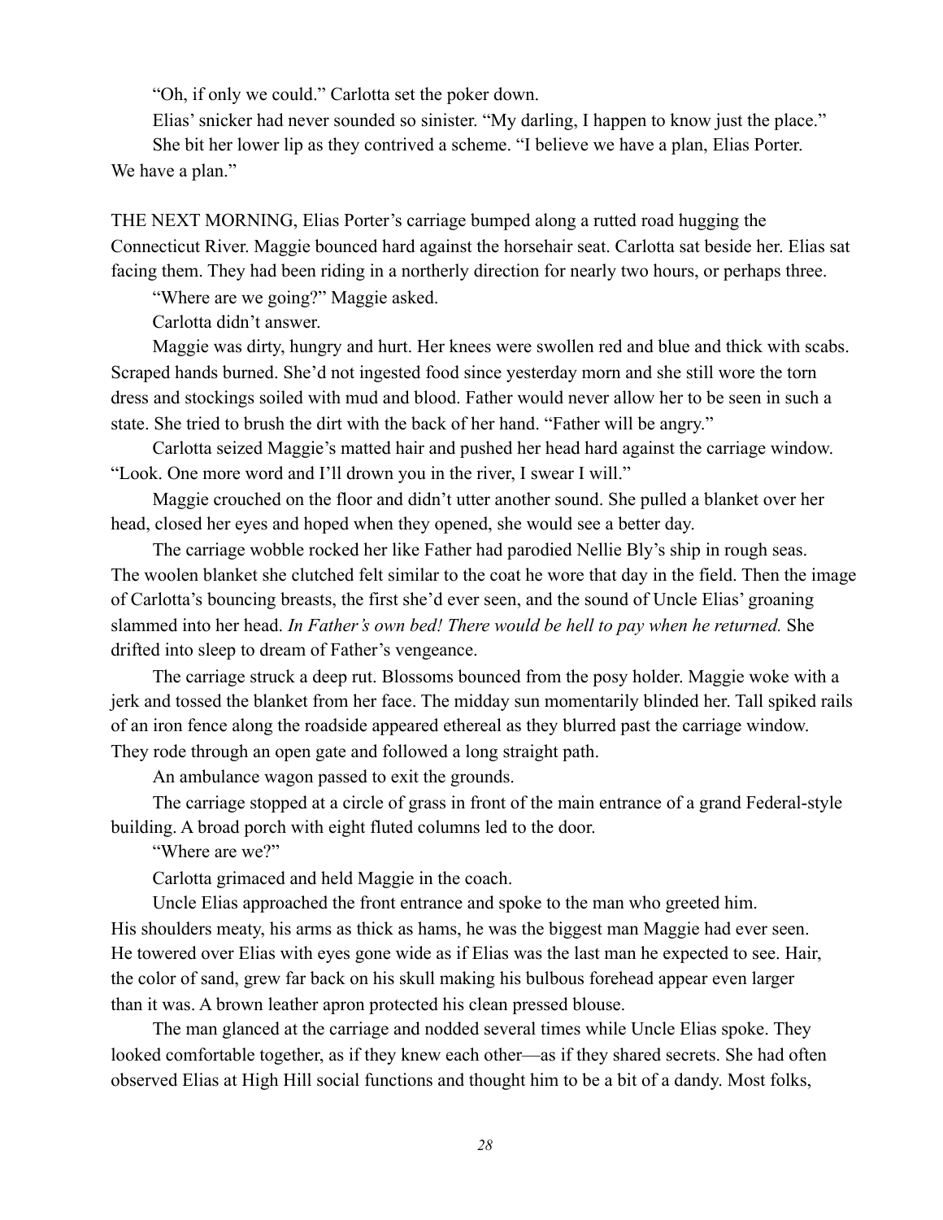"Oh, if only we could." Carlotta set the poker down.

Elias' snicker had never sounded so sinister. "My darling, I happen to know just the place."

She bit her lower lip as they contrived a scheme. "I believe we have a plan, Elias Porter. We have a plan."

THE NEXT MORNING, Elias Porter's carriage bumped along a rutted road hugging the Connecticut River. Maggie bounced hard against the horsehair seat. Carlotta sat beside her. Elias sat facing them. They had been riding in a northerly direction for nearly two hours, or perhaps three.

"Where are we going?" Maggie asked.

Carlotta didn't answer.

Maggie was dirty, hungry and hurt. Her knees were swollen red and blue and thick with scabs. Scraped hands burned. She'd not ingested food since yesterday morn and she still wore the torn dress and stockings soiled with mud and blood. Father would never allow her to be seen in such a state. She tried to brush the dirt with the back of her hand. "Father will be angry."

Carlotta seized Maggie's matted hair and pushed her head hard against the carriage window. "Look. One more word and I'll drown you in the river, I swear I will."

Maggie crouched on the floor and didn't utter another sound. She pulled a blanket over her head, closed her eyes and hoped when they opened, she would see a better day.

The carriage wobble rocked her like Father had parodied Nellie Bly's ship in rough seas. The woolen blanket she clutched felt similar to the coat he wore that day in the field. Then the image of Carlotta's bouncing breasts, the first she'd ever seen, and the sound of Uncle Elias' groaning slammed into her head. *In Father's own bed! There would be hell to pay when he returned.* She drifted into sleep to dream of Father's vengeance.

The carriage struck a deep rut. Blossoms bounced from the posy holder. Maggie woke with a jerk and tossed the blanket from her face. The midday sun momentarily blinded her. Tall spiked rails of an iron fence along the roadside appeared ethereal as they blurred past the carriage window. They rode through an open gate and followed a long straight path.

An ambulance wagon passed to exit the grounds.

The carriage stopped at a circle of grass in front of the main entrance of a grand Federal-style building. A broad porch with eight fluted columns led to the door.

"Where are we?"

Carlotta grimaced and held Maggie in the coach.

Uncle Elias approached the front entrance and spoke to the man who greeted him. His shoulders meaty, his arms as thick as hams, he was the biggest man Maggie had ever seen. He towered over Elias with eyes gone wide as if Elias was the last man he expected to see. Hair, the color of sand, grew far back on his skull making his bulbous forehead appear even larger than it was. A brown leather apron protected his clean pressed blouse.

The man glanced at the carriage and nodded several times while Uncle Elias spoke. They looked comfortable together, as if they knew each other—as if they shared secrets. She had often observed Elias at High Hill social functions and thought him to be a bit of a dandy. Most folks,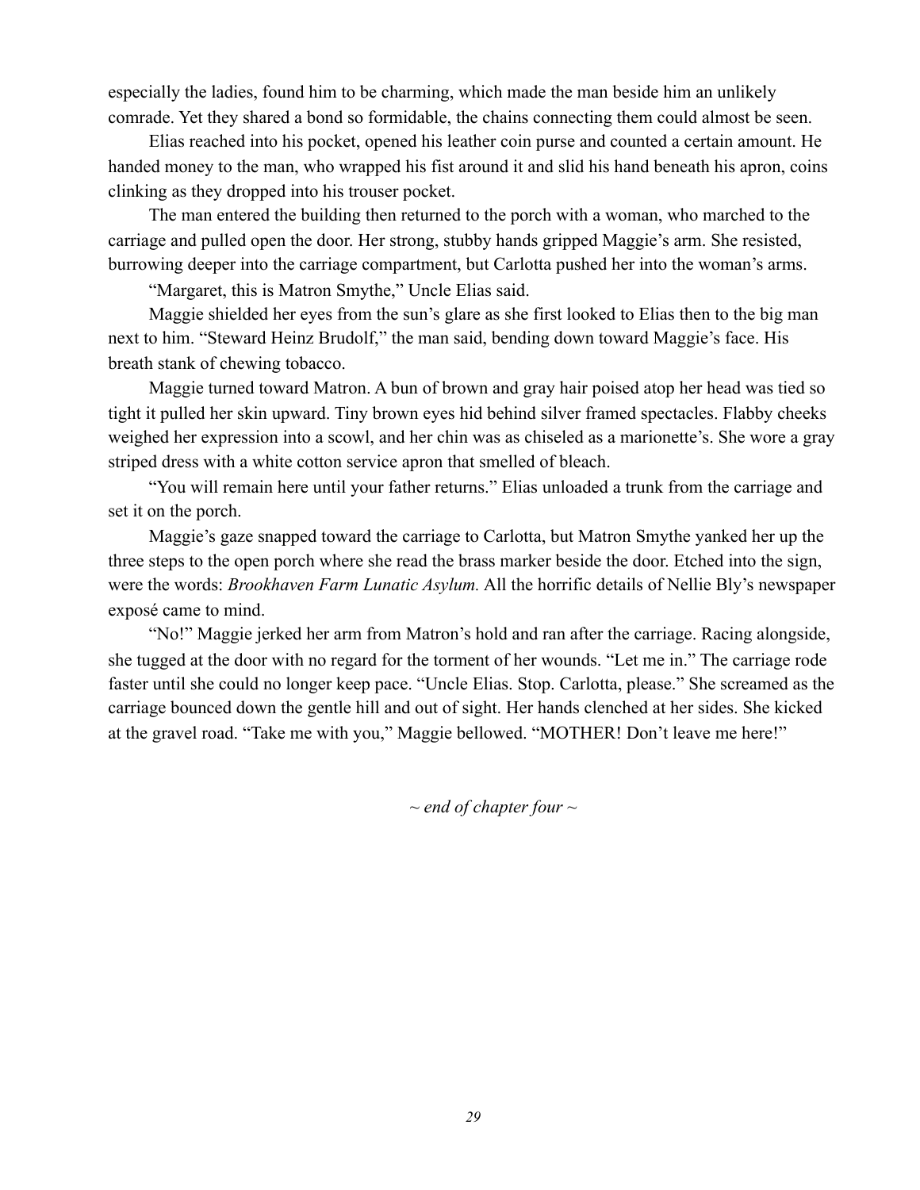especially the ladies, found him to be charming, which made the man beside him an unlikely comrade. Yet they shared a bond so formidable, the chains connecting them could almost be seen.

Elias reached into his pocket, opened his leather coin purse and counted a certain amount. He handed money to the man, who wrapped his fist around it and slid his hand beneath his apron, coins clinking as they dropped into his trouser pocket.

The man entered the building then returned to the porch with a woman, who marched to the carriage and pulled open the door. Her strong, stubby hands gripped Maggie's arm. She resisted, burrowing deeper into the carriage compartment, but Carlotta pushed her into the woman's arms.

"Margaret, this is Matron Smythe," Uncle Elias said.

Maggie shielded her eyes from the sun's glare as she first looked to Elias then to the big man next to him. "Steward Heinz Brudolf," the man said, bending down toward Maggie's face. His breath stank of chewing tobacco.

Maggie turned toward Matron. A bun of brown and gray hair poised atop her head was tied so tight it pulled her skin upward. Tiny brown eyes hid behind silver framed spectacles. Flabby cheeks weighed her expression into a scowl, and her chin was as chiseled as a marionette's. She wore a gray striped dress with a white cotton service apron that smelled of bleach.

"You will remain here until your father returns." Elias unloaded a trunk from the carriage and set it on the porch.

Maggie's gaze snapped toward the carriage to Carlotta, but Matron Smythe yanked her up the three steps to the open porch where she read the brass marker beside the door. Etched into the sign, were the words: *Brookhaven Farm Lunatic Asylum.* All the horrific details of Nellie Bly's newspaper exposé came to mind.

"No!" Maggie jerked her arm from Matron's hold and ran after the carriage. Racing alongside, she tugged at the door with no regard for the torment of her wounds. "Let me in." The carriage rode faster until she could no longer keep pace. "Uncle Elias. Stop. Carlotta, please." She screamed as the carriage bounced down the gentle hill and out of sight. Her hands clenched at her sides. She kicked at the gravel road. "Take me with you," Maggie bellowed. "MOTHER! Don't leave me here!"

*~ end of chapter four ~*